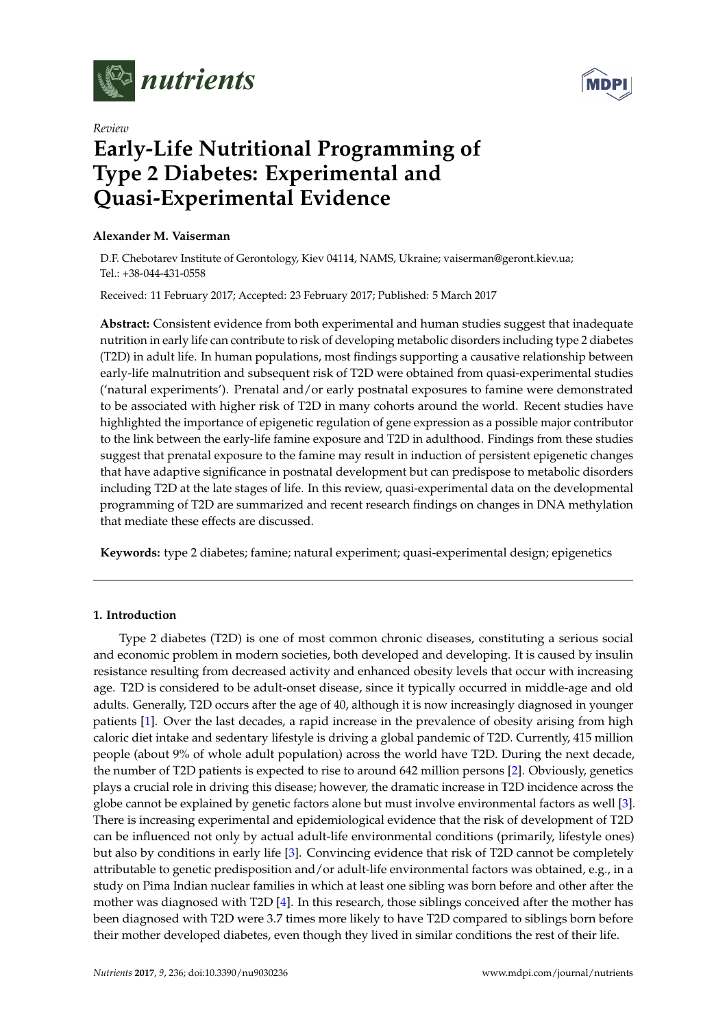*Review*

# Early-Life Nutritional Programming of Type 2 Diabetes: Experimental and Quasi-Experimental Evidence

**Alexander M. Vaiserman**

D.F. Chebotarev Institute of Gerontology, Kiev 04114, NAMS, Ukraine; vaiserman@geront.kiev.ua; Tel.: +38-044-431-0558

Received: 11 February 2017; Accepted: 23 February 2017; Published: 5 March 2017

**Abstract:** Consistent evidence from both experimental and human studies suggest that inadequate nutrition in early life can contribute to risk of developing metabolic disorders including type 2 diabetes (T2D) in adult life. In human populations, most findings supporting a causative relationship between early-life malnutrition and subsequent risk of T2D were obtained from quasi-experimental studies ('natural experiments'). Prenatal and/or early postnatal exposures to famine were demonstrated to be associated with higher risk of T2D in many cohorts around the world. Recent studies have highlighted the importance of epigenetic regulation of gene expression as a possible major contributor to the link between the early-life famine exposure and T2D in adulthood. Findings from these studies suggest that prenatal exposure to the famine may result in induction of persistent epigenetic changes that have adaptive significance in postnatal development but can predispose to metabolic disorders including T2D at the late stages of life. In this review, quasi-experimental data on the developmental programming of T2D are summarized and recent research findings on changes in DNA methylation that mediate these effects are discussed.

**Keywords:** type 2 diabetes; famine; natural experiment; quasi-experimental design; epigenetics

## 1. Introduction

Type 2 diabetes (T2D) is one of most common chronic diseases, constituting a serious social and economic problem in modern societies, both developed and developing. It is caused by insulin resistance resulting from decreased activity and enhanced obesity levels that occur with increasing age. T2D is considered to be adult-onset disease, since it typically occurred in middle-age and old adults. Generally, T2D occurs after the age of 40, although it is now increasingly diagnosed in younger patients [1]. Over the last decades, a rapid increase in the prevalence of obesity arising from high caloric diet intake and sedentary lifestyle is driving a global pandemic of T2D. Currently, 415 million people (about 9% of whole adult population) across the world have T2D. During the next decade, the number of T2D patients is expected to rise to around 642 million persons [2]. Obviously, genetics plays a crucial role in driving this disease; however, the dramatic increase in T2D incidence across the globe cannot be explained by genetic factors alone but must involve environmental factors as well [3]. There is increasing experimental and epidemiological evidence that the risk of development of T2D can be influenced not only by actual adult-life environmental conditions (primarily, lifestyle ones) but also by conditions in early life [3]. Convincing evidence that risk of T2D cannot be completely attributable to genetic predisposition and/or adult-life environmental factors was obtained, e.g., in a study on Pima Indian nuclear families in which at least one sibling was born before and other after the mother was diagnosed with T2D [4]. In this research, those siblings conceived after the mother has been diagnosed with T2D were 3.7 times more likely to have T2D compared to siblings born before their mother developed diabetes, even though they lived in similar conditions the rest of their life.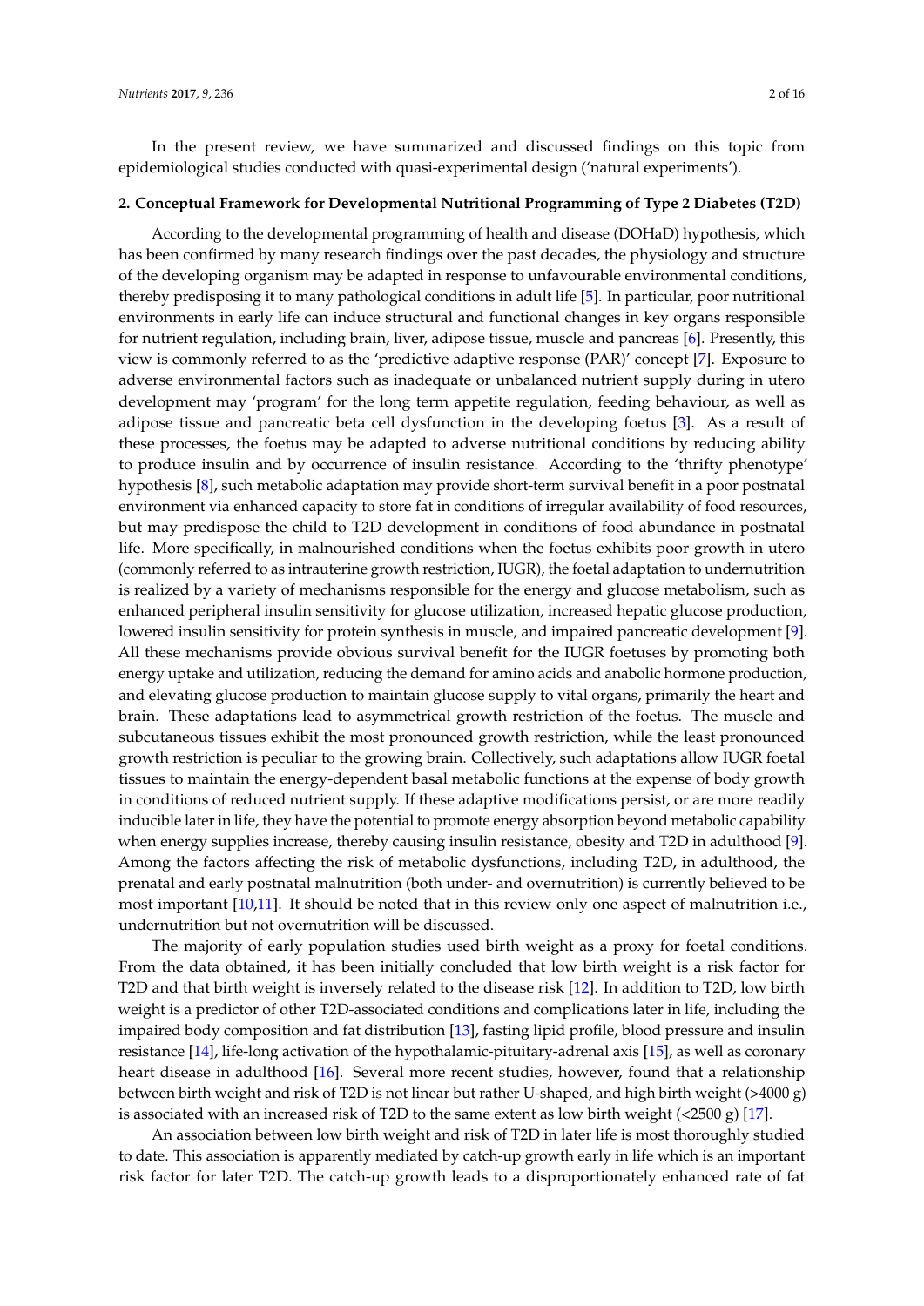In the present review, we have summarized and discussed findings on this topic from epidemiological studies conducted with quasi-experimental design ('natural experiments').

## 2. Conceptual Framework for Developmental Nutritional Programming of Type 2 Diabetes (T2D)

According to the developmental programming of health and disease (DOHaD) hypothesis, which has been confirmed by many research findings over the past decades, the physiology and structure of the developing organism may be adapted in response to unfavourable environmental conditions, thereby predisposing it to many pathological conditions in adult life [5]. In particular, poor nutritional environments in early life can induce structural and functional changes in key organs responsible for nutrient regulation, including brain, liver, adipose tissue, muscle and pancreas [6]. Presently, this view is commonly referred to as the 'predictive adaptive response (PAR)' concept [7]. Exposure to adverse environmental factors such as inadequate or unbalanced nutrient supply during in utero development may 'program' for the long term appetite regulation, feeding behaviour, as well as adipose tissue and pancreatic beta cell dysfunction in the developing foetus [3]. As a result of these processes, the foetus may be adapted to adverse nutritional conditions by reducing ability to produce insulin and by occurrence of insulin resistance. According to the 'thrifty phenotype' hypothesis [8], such metabolic adaptation may provide short-term survival benefit in a poor postnatal environment via enhanced capacity to store fat in conditions of irregular availability of food resources, but may predispose the child to T2D development in conditions of food abundance in postnatal life. More specifically, in malnourished conditions when the foetus exhibits poor growth in utero (commonly referred to as intrauterine growth restriction, IUGR), the foetal adaptation to undernutrition is realized by a variety of mechanisms responsible for the energy and glucose metabolism, such as enhanced peripheral insulin sensitivity for glucose utilization, increased hepatic glucose production, lowered insulin sensitivity for protein synthesis in muscle, and impaired pancreatic development [9]. All these mechanisms provide obvious survival benefit for the IUGR foetuses by promoting both energy uptake and utilization, reducing the demand for amino acids and anabolic hormone production, and elevating glucose production to maintain glucose supply to vital organs, primarily the heart and brain. These adaptations lead to asymmetrical growth restriction of the foetus. The muscle and subcutaneous tissues exhibit the most pronounced growth restriction, while the least pronounced growth restriction is peculiar to the growing brain. Collectively, such adaptations allow IUGR foetal tissues to maintain the energy-dependent basal metabolic functions at the expense of body growth in conditions of reduced nutrient supply. If these adaptive modifications persist, or are more readily inducible later in life, they have the potential to promote energy absorption beyond metabolic capability when energy supplies increase, thereby causing insulin resistance, obesity and T2D in adulthood [9]. Among the factors affecting the risk of metabolic dysfunctions, including T2D, in adulthood, the prenatal and early postnatal malnutrition (both under- and overnutrition) is currently believed to be most important [10,11]. It should be noted that in this review only one aspect of malnutrition i.e., undernutrition but not overnutrition will be discussed.

The majority of early population studies used birth weight as a proxy for foetal conditions. From the data obtained, it has been initially concluded that low birth weight is a risk factor for T2D and that birth weight is inversely related to the disease risk [12]. In addition to T2D, low birth weight is a predictor of other T2D-associated conditions and complications later in life, including the impaired body composition and fat distribution [13], fasting lipid profile, blood pressure and insulin resistance [14], life-long activation of the hypothalamic-pituitary-adrenal axis [15], as well as coronary heart disease in adulthood [16]. Several more recent studies, however, found that a relationship between birth weight and risk of T2D is not linear but rather U-shaped, and high birth weight (>4000 g) is associated with an increased risk of T2D to the same extent as low birth weight (<2500 g) [17].

An association between low birth weight and risk of T2D in later life is most thoroughly studied to date. This association is apparently mediated by catch-up growth early in life which is an important risk factor for later T2D. The catch-up growth leads to a disproportionately enhanced rate of fat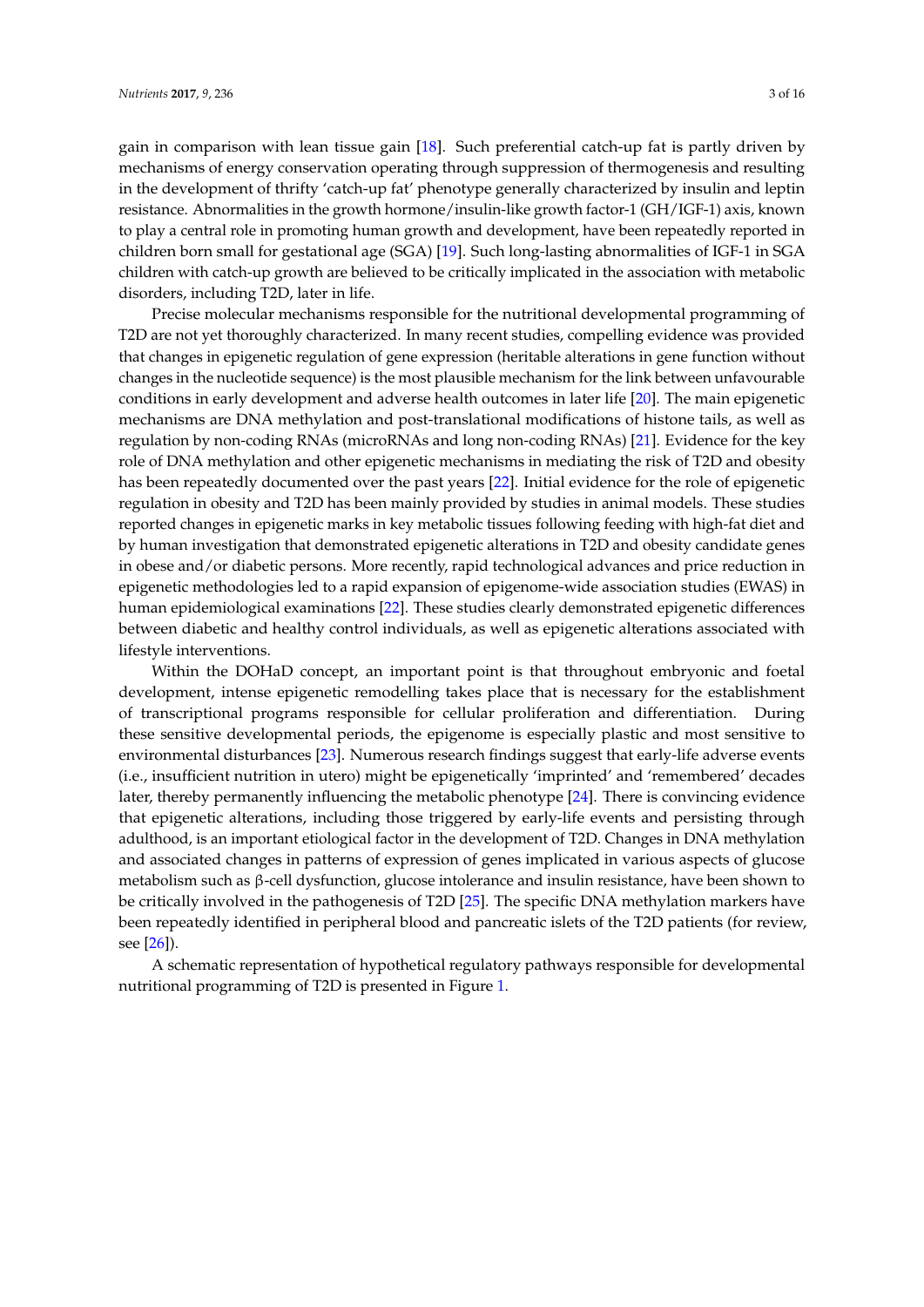gain in comparison with lean tissue gain [18]. Such preferential catch-up fat is partly driven by mechanisms of energy conservation operating through suppression of thermogenesis and resulting in the development of thrifty 'catch-up fat' phenotype generally characterized by insulin and leptin resistance. Abnormalities in the growth hormone/insulin-like growth factor-1 (GH/IGF-1) axis, known to play a central role in promoting human growth and development, have been repeatedly reported in children born small for gestational age (SGA) [19]. Such long-lasting abnormalities of IGF-1 in SGA children with catch-up growth are believed to be critically implicated in the association with metabolic disorders, including T2D, later in life.

Precise molecular mechanisms responsible for the nutritional developmental programming of T2D are not yet thoroughly characterized. In many recent studies, compelling evidence was provided that changes in epigenetic regulation of gene expression (heritable alterations in gene function without changes in the nucleotide sequence) is the most plausible mechanism for the link between unfavourable conditions in early development and adverse health outcomes in later life [20]. The main epigenetic mechanisms are DNA methylation and post-translational modifications of histone tails, as well as regulation by non-coding RNAs (microRNAs and long non-coding RNAs) [21]. Evidence for the key role of DNA methylation and other epigenetic mechanisms in mediating the risk of T2D and obesity has been repeatedly documented over the past years [22]. Initial evidence for the role of epigenetic regulation in obesity and T2D has been mainly provided by studies in animal models. These studies reported changes in epigenetic marks in key metabolic tissues following feeding with high-fat diet and by human investigation that demonstrated epigenetic alterations in T2D and obesity candidate genes in obese and/or diabetic persons. More recently, rapid technological advances and price reduction in epigenetic methodologies led to a rapid expansion of epigenome-wide association studies (EWAS) in human epidemiological examinations [22]. These studies clearly demonstrated epigenetic differences between diabetic and healthy control individuals, as well as epigenetic alterations associated with lifestyle interventions.

Within the DOHaD concept, an important point is that throughout embryonic and foetal development, intense epigenetic remodelling takes place that is necessary for the establishment of transcriptional programs responsible for cellular proliferation and differentiation. During these sensitive developmental periods, the epigenome is especially plastic and most sensitive to environmental disturbances [23]. Numerous research findings suggest that early-life adverse events (i.e., insufficient nutrition in utero) might be epigenetically 'imprinted' and 'remembered' decades later, thereby permanently influencing the metabolic phenotype [24]. There is convincing evidence that epigenetic alterations, including those triggered by early-life events and persisting through adulthood, is an important etiological factor in the development of T2D. Changes in DNA methylation and associated changes in patterns of expression of genes implicated in various aspects of glucose metabolism such as β-cell dysfunction, glucose intolerance and insulin resistance, have been shown to be critically involved in the pathogenesis of T2D [25]. The specific DNA methylation markers have been repeatedly identified in peripheral blood and pancreatic islets of the T2D patients (for review, see [26]).

A schematic representation of hypothetical regulatory pathways responsible for developmental nutritional programming of T2D is presented in Figure 1.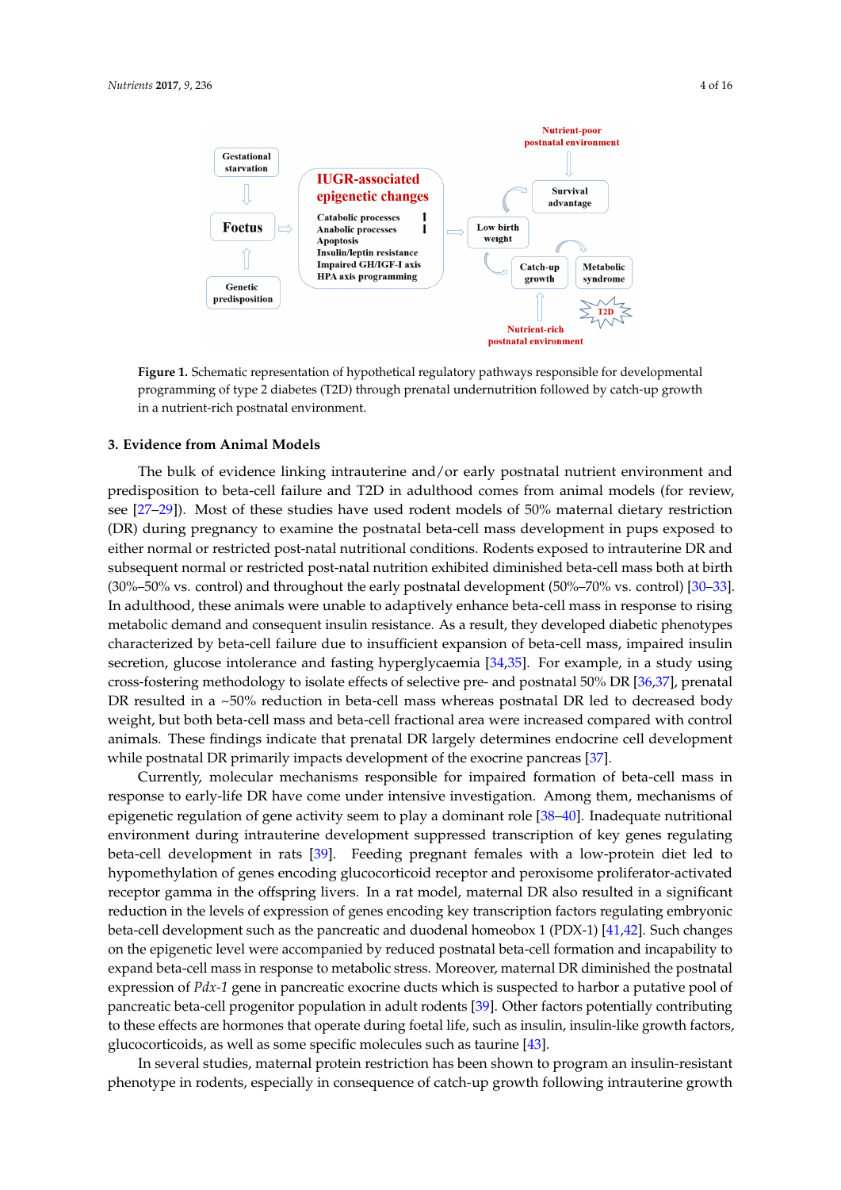Figure 1. Schematic representation of hypothetical regulatory pathways responsible for developmental programming of type 2 diabetes (T2D) through prenatal undernutrition followed by catch-up growth in a nutrient-rich postnatal environment.

## 3. Evidence from Animal Models

The bulk of evidence linking intrauterine and/or early postnatal nutrient environment and predisposition to beta-cell failure and T2D in adulthood comes from animal models (for review, see [27–29]). Most of these studies have used rodent models of 50% maternal dietary restriction (DR) during pregnancy to examine the postnatal beta-cell mass development in pups exposed to either normal or restricted post-natal nutritional conditions. Rodents exposed to intrauterine DR and subsequent normal or restricted post-natal nutrition exhibited diminished beta-cell mass both at birth (30%–50% vs. control) and throughout the early postnatal development (50%–70% vs. control) [30–33]. In adulthood, these animals were unable to adaptively enhance beta-cell mass in response to rising metabolic demand and consequent insulin resistance. As a result, they developed diabetic phenotypes characterized by beta-cell failure due to insufficient expansion of beta-cell mass, impaired insulin secretion, glucose intolerance and fasting hyperglycaemia [34,35]. For example, in a study using cross-fostering methodology to isolate effects of selective pre- and postnatal 50% DR [36,37], prenatal DR resulted in a ~50% reduction in beta-cell mass whereas postnatal DR led to decreased body weight, but both beta-cell mass and beta-cell fractional area were increased compared with control animals. These findings indicate that prenatal DR largely determines endocrine cell development while postnatal DR primarily impacts development of the exocrine pancreas [37].

Currently, molecular mechanisms responsible for impaired formation of beta-cell mass in response to early-life DR have come under intensive investigation. Among them, mechanisms of epigenetic regulation of gene activity seem to play a dominant role [38–40]. Inadequate nutritional environment during intrauterine development suppressed transcription of key genes regulating beta-cell development in rats [39]. Feeding pregnant females with a low-protein diet led to hypomethylation of genes encoding glucocorticoid receptor and peroxisome proliferator-activated receptor gamma in the offspring livers. In a rat model, maternal DR also resulted in a significant reduction in the levels of expression of genes encoding key transcription factors regulating embryonic beta-cell development such as the pancreatic and duodenal homeobox 1 (PDX-1) [41,42]. Such changes on the epigenetic level were accompanied by reduced postnatal beta-cell formation and incapability to expand beta-cell mass in response to metabolic stress. Moreover, maternal DR diminished the postnatal expression of *Pdx-1* gene in pancreatic exocrine ducts which is suspected to harbor a putative pool of pancreatic beta-cell progenitor population in adult rodents [39]. Other factors potentially contributing to these effects are hormones that operate during foetal life, such as insulin, insulin-like growth factors, glucocorticoids, as well as some specific molecules such as taurine [43].

In several studies, maternal protein restriction has been shown to program an insulin-resistant phenotype in rodents, especially in consequence of catch-up growth following intrauterine growth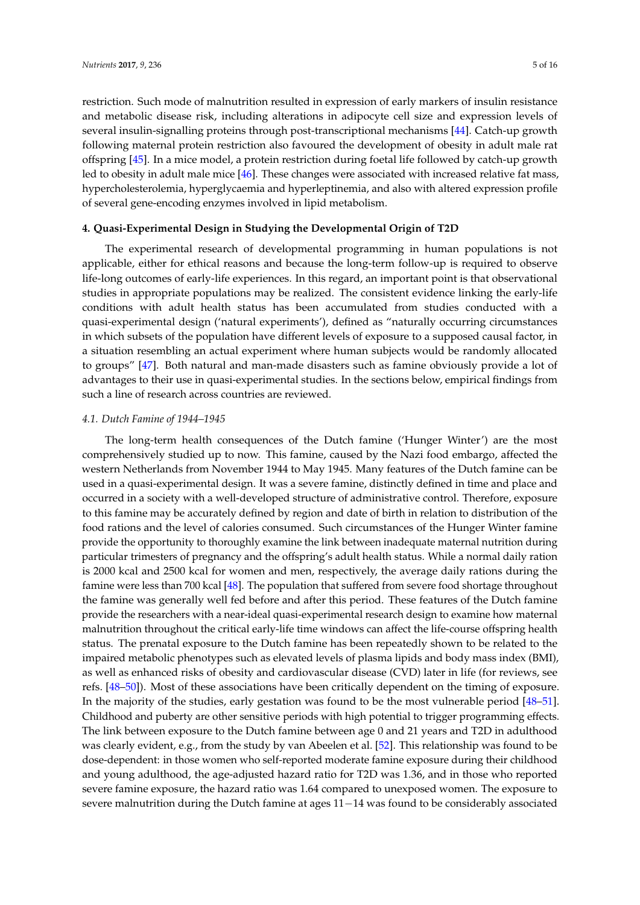restriction. Such mode of malnutrition resulted in expression of early markers of insulin resistance and metabolic disease risk, including alterations in adipocyte cell size and expression levels of several insulin-signalling proteins through post-transcriptional mechanisms [44]. Catch-up growth following maternal protein restriction also favoured the development of obesity in adult male rat offspring [45]. In a mice model, a protein restriction during foetal life followed by catch-up growth led to obesity in adult male mice [46]. These changes were associated with increased relative fat mass, hypercholesterolemia, hyperglycaemia and hyperleptinemia, and also with altered expression profile of several gene-encoding enzymes involved in lipid metabolism.

## 4. Quasi-Experimental Design in Studying the Developmental Origin of T2D

The experimental research of developmental programming in human populations is not applicable, either for ethical reasons and because the long-term follow-up is required to observe life-long outcomes of early-life experiences. In this regard, an important point is that observational studies in appropriate populations may be realized. The consistent evidence linking the early-life conditions with adult health status has been accumulated from studies conducted with a quasi-experimental design ('natural experiments'), defined as "naturally occurring circumstances in which subsets of the population have different levels of exposure to a supposed causal factor, in a situation resembling an actual experiment where human subjects would be randomly allocated to groups" [47]. Both natural and man-made disasters such as famine obviously provide a lot of advantages to their use in quasi-experimental studies. In the sections below, empirical findings from such a line of research across countries are reviewed.

### *4.1. Dutch Famine of 1944–1945*

The long-term health consequences of the Dutch famine ('Hunger Winter') are the most comprehensively studied up to now. This famine, caused by the Nazi food embargo, affected the western Netherlands from November 1944 to May 1945. Many features of the Dutch famine can be used in a quasi-experimental design. It was a severe famine, distinctly defined in time and place and occurred in a society with a well-developed structure of administrative control. Therefore, exposure to this famine may be accurately defined by region and date of birth in relation to distribution of the food rations and the level of calories consumed. Such circumstances of the Hunger Winter famine provide the opportunity to thoroughly examine the link between inadequate maternal nutrition during particular trimesters of pregnancy and the offspring's adult health status. While a normal daily ration is 2000 kcal and 2500 kcal for women and men, respectively, the average daily rations during the famine were less than 700 kcal [48]. The population that suffered from severe food shortage throughout the famine was generally well fed before and after this period. These features of the Dutch famine provide the researchers with a near-ideal quasi-experimental research design to examine how maternal malnutrition throughout the critical early-life time windows can affect the life-course offspring health status. The prenatal exposure to the Dutch famine has been repeatedly shown to be related to the impaired metabolic phenotypes such as elevated levels of plasma lipids and body mass index (BMI), as well as enhanced risks of obesity and cardiovascular disease (CVD) later in life (for reviews, see refs. [48–50]). Most of these associations have been critically dependent on the timing of exposure. In the majority of the studies, early gestation was found to be the most vulnerable period [48–51]. Childhood and puberty are other sensitive periods with high potential to trigger programming effects. The link between exposure to the Dutch famine between age 0 and 21 years and T2D in adulthood was clearly evident, e.g., from the study by van Abeelen et al. [52]. This relationship was found to be dose-dependent: in those women who self-reported moderate famine exposure during their childhood and young adulthood, the age-adjusted hazard ratio for T2D was 1.36, and in those who reported severe famine exposure, the hazard ratio was 1.64 compared to unexposed women. The exposure to severe malnutrition during the Dutch famine at ages 11−14 was found to be considerably associated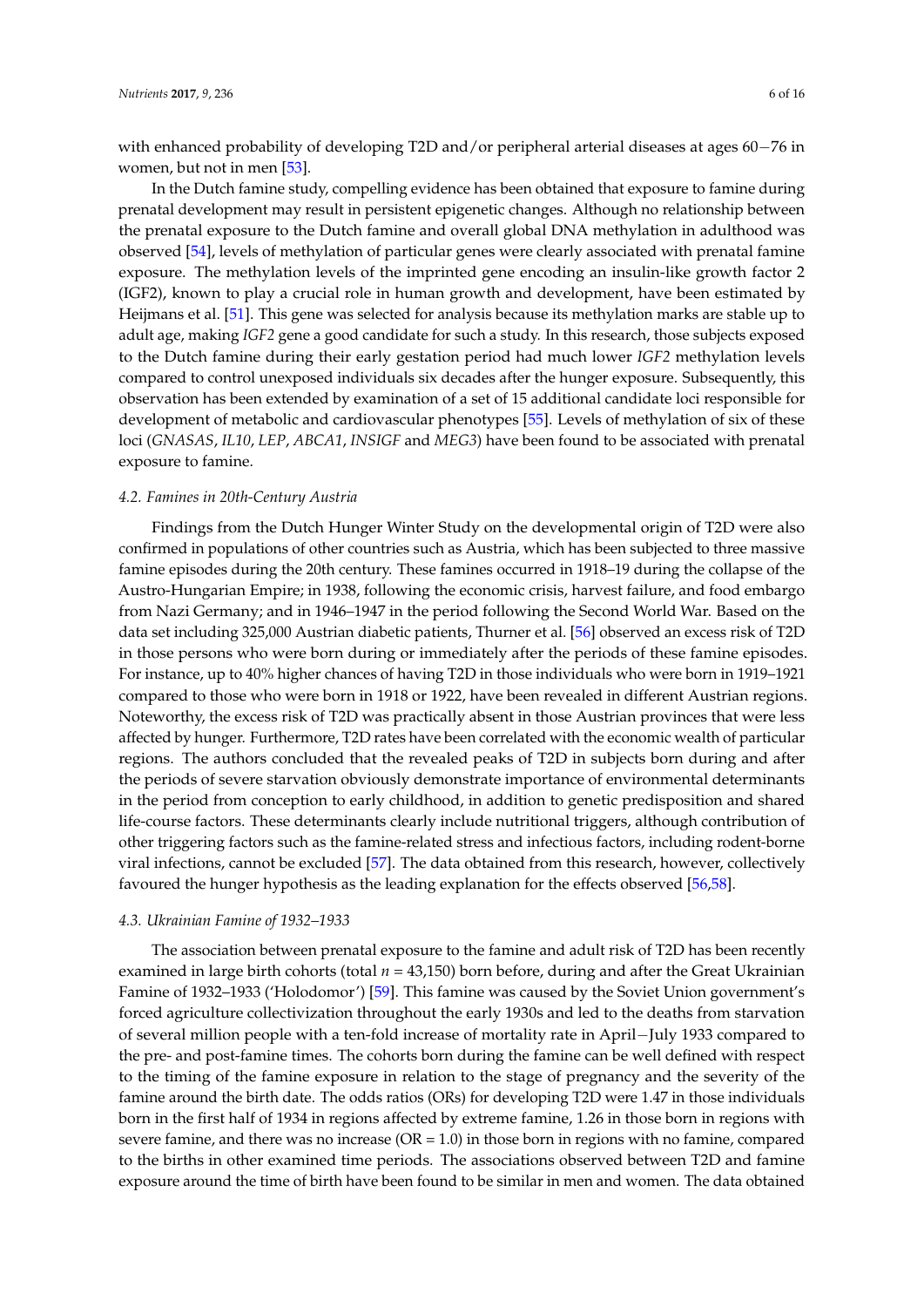with enhanced probability of developing T2D and/or peripheral arterial diseases at ages 60−76 in women, but not in men [53].

In the Dutch famine study, compelling evidence has been obtained that exposure to famine during prenatal development may result in persistent epigenetic changes. Although no relationship between the prenatal exposure to the Dutch famine and overall global DNA methylation in adulthood was observed [54], levels of methylation of particular genes were clearly associated with prenatal famine exposure. The methylation levels of the imprinted gene encoding an insulin-like growth factor 2 (IGF2), known to play a crucial role in human growth and development, have been estimated by Heijmans et al. [51]. This gene was selected for analysis because its methylation marks are stable up to adult age, making *IGF2* gene a good candidate for such a study. In this research, those subjects exposed to the Dutch famine during their early gestation period had much lower *IGF2* methylation levels compared to control unexposed individuals six decades after the hunger exposure. Subsequently, this observation has been extended by examination of a set of 15 additional candidate loci responsible for development of metabolic and cardiovascular phenotypes [55]. Levels of methylation of six of these loci (*GNASAS*, *IL10*, *LEP*, *ABCA1*, *INSIGF* and *MEG3*) have been found to be associated with prenatal exposure to famine.

### 4.2. Famines in 20th-Century Austria

Findings from the Dutch Hunger Winter Study on the developmental origin of T2D were also confirmed in populations of other countries such as Austria, which has been subjected to three massive famine episodes during the 20th century. These famines occurred in 1918–19 during the collapse of the Austro-Hungarian Empire; in 1938, following the economic crisis, harvest failure, and food embargo from Nazi Germany; and in 1946–1947 in the period following the Second World War. Based on the data set including 325,000 Austrian diabetic patients, Thurner et al. [56] observed an excess risk of T2D in those persons who were born during or immediately after the periods of these famine episodes. For instance, up to 40% higher chances of having T2D in those individuals who were born in 1919–1921 compared to those who were born in 1918 or 1922, have been revealed in different Austrian regions. Noteworthy, the excess risk of T2D was practically absent in those Austrian provinces that were less affected by hunger. Furthermore, T2D rates have been correlated with the economic wealth of particular regions. The authors concluded that the revealed peaks of T2D in subjects born during and after the periods of severe starvation obviously demonstrate importance of environmental determinants in the period from conception to early childhood, in addition to genetic predisposition and shared life-course factors. These determinants clearly include nutritional triggers, although contribution of other triggering factors such as the famine-related stress and infectious factors, including rodent-borne viral infections, cannot be excluded [57]. The data obtained from this research, however, collectively favoured the hunger hypothesis as the leading explanation for the effects observed [56,58].

### 4.3. Ukrainian Famine of 1932–1933

The association between prenatal exposure to the famine and adult risk of T2D has been recently examined in large birth cohorts (total $n$ = 43,150) born before, during and after the Great Ukrainian Famine of 1932–1933 ('Holodomor') [59]. This famine was caused by the Soviet Union government's forced agriculture collectivization throughout the early 1930s and led to the deaths from starvation of several million people with a ten-fold increase of mortality rate in April−July 1933 compared to the pre- and post-famine times. The cohorts born during the famine can be well defined with respect to the timing of the famine exposure in relation to the stage of pregnancy and the severity of the famine around the birth date. The odds ratios (ORs) for developing T2D were 1.47 in those individuals born in the first half of 1934 in regions affected by extreme famine, 1.26 in those born in regions with severe famine, and there was no increase (OR = 1.0) in those born in regions with no famine, compared to the births in other examined time periods. The associations observed between T2D and famine exposure around the time of birth have been found to be similar in men and women. The data obtained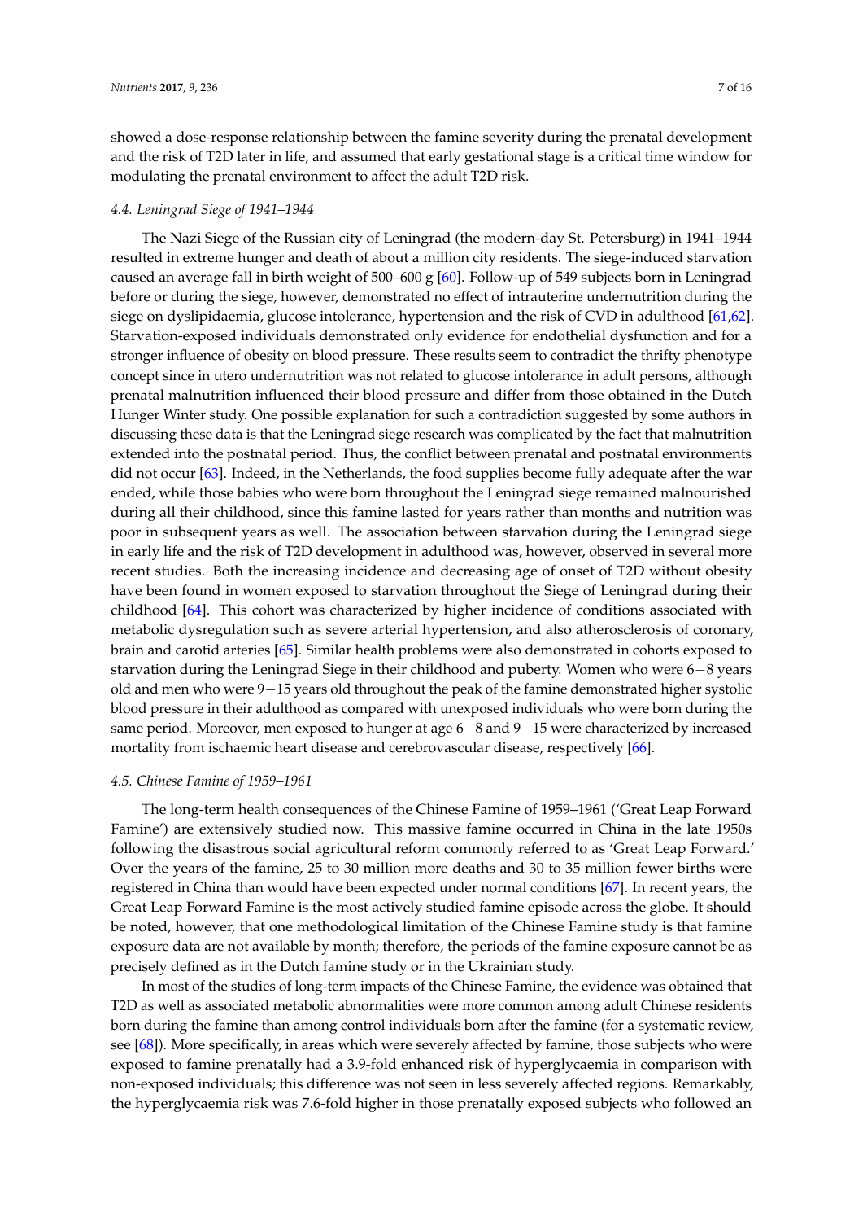showed a dose-response relationship between the famine severity during the prenatal development and the risk of T2D later in life, and assumed that early gestational stage is a critical time window for modulating the prenatal environment to affect the adult T2D risk.

### *4.4. Leningrad Siege of 1941–1944*

The Nazi Siege of the Russian city of Leningrad (the modern-day St. Petersburg) in 1941–1944 resulted in extreme hunger and death of about a million city residents. The siege-induced starvation caused an average fall in birth weight of 500–600 g [60]. Follow-up of 549 subjects born in Leningrad before or during the siege, however, demonstrated no effect of intrauterine undernutrition during the siege on dyslipidaemia, glucose intolerance, hypertension and the risk of CVD in adulthood [61,62]. Starvation-exposed individuals demonstrated only evidence for endothelial dysfunction and for a stronger influence of obesity on blood pressure. These results seem to contradict the thrifty phenotype concept since in utero undernutrition was not related to glucose intolerance in adult persons, although prenatal malnutrition influenced their blood pressure and differ from those obtained in the Dutch Hunger Winter study. One possible explanation for such a contradiction suggested by some authors in discussing these data is that the Leningrad siege research was complicated by the fact that malnutrition extended into the postnatal period. Thus, the conflict between prenatal and postnatal environments did not occur [63]. Indeed, in the Netherlands, the food supplies become fully adequate after the war ended, while those babies who were born throughout the Leningrad siege remained malnourished during all their childhood, since this famine lasted for years rather than months and nutrition was poor in subsequent years as well. The association between starvation during the Leningrad siege in early life and the risk of T2D development in adulthood was, however, observed in several more recent studies. Both the increasing incidence and decreasing age of onset of T2D without obesity have been found in women exposed to starvation throughout the Siege of Leningrad during their childhood [64]. This cohort was characterized by higher incidence of conditions associated with metabolic dysregulation such as severe arterial hypertension, and also atherosclerosis of coronary, brain and carotid arteries [65]. Similar health problems were also demonstrated in cohorts exposed to starvation during the Leningrad Siege in their childhood and puberty. Women who were 6−8 years old and men who were 9−15 years old throughout the peak of the famine demonstrated higher systolic blood pressure in their adulthood as compared with unexposed individuals who were born during the same period. Moreover, men exposed to hunger at age 6−8 and 9−15 were characterized by increased mortality from ischaemic heart disease and cerebrovascular disease, respectively [66].

### *4.5. Chinese Famine of 1959–1961*

The long-term health consequences of the Chinese Famine of 1959–1961 ('Great Leap Forward Famine') are extensively studied now. This massive famine occurred in China in the late 1950s following the disastrous social agricultural reform commonly referred to as 'Great Leap Forward.' Over the years of the famine, 25 to 30 million more deaths and 30 to 35 million fewer births were registered in China than would have been expected under normal conditions [67]. In recent years, the Great Leap Forward Famine is the most actively studied famine episode across the globe. It should be noted, however, that one methodological limitation of the Chinese Famine study is that famine exposure data are not available by month; therefore, the periods of the famine exposure cannot be as precisely defined as in the Dutch famine study or in the Ukrainian study.

In most of the studies of long-term impacts of the Chinese Famine, the evidence was obtained that T2D as well as associated metabolic abnormalities were more common among adult Chinese residents born during the famine than among control individuals born after the famine (for a systematic review, see [68]). More specifically, in areas which were severely affected by famine, those subjects who were exposed to famine prenatally had a 3.9-fold enhanced risk of hyperglycaemia in comparison with non-exposed individuals; this difference was not seen in less severely affected regions. Remarkably, the hyperglycaemia risk was 7.6-fold higher in those prenatally exposed subjects who followed an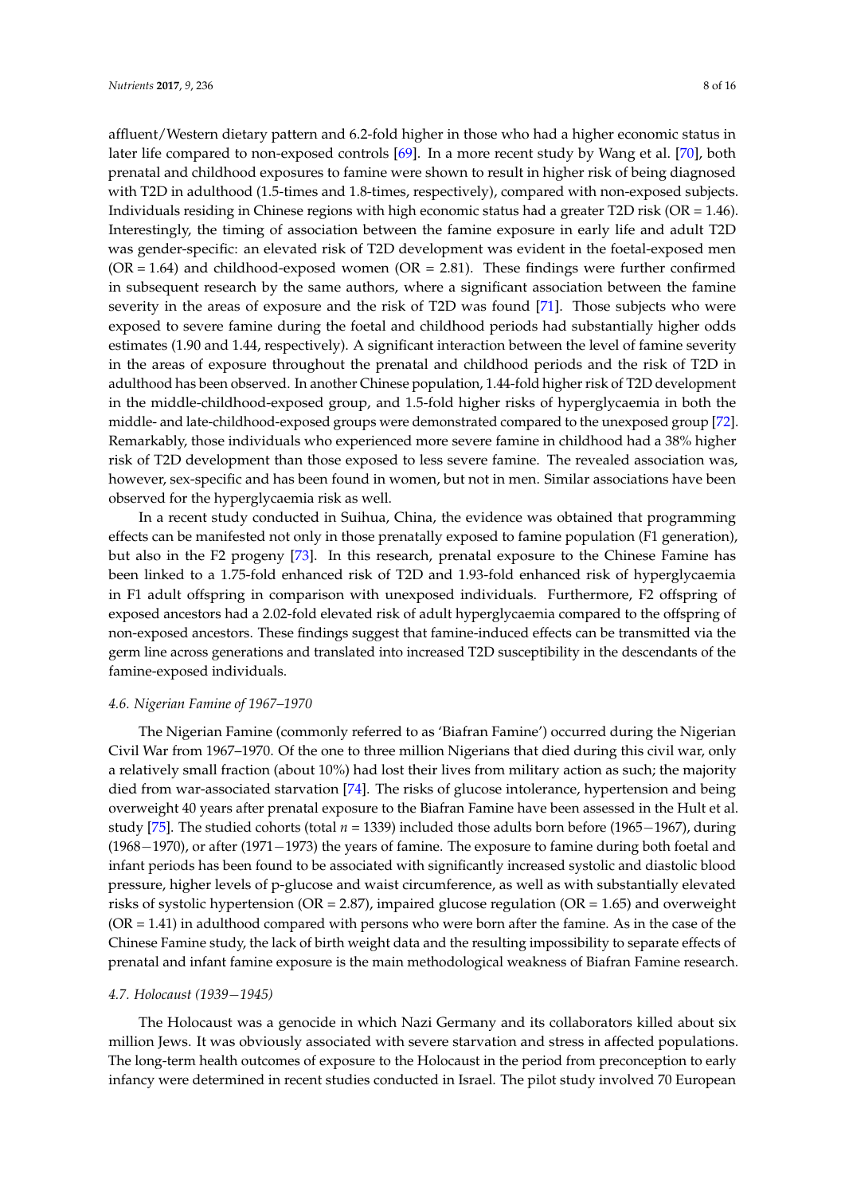affluent/Western dietary pattern and 6.2-fold higher in those who had a higher economic status in later life compared to non-exposed controls [69]. In a more recent study by Wang et al. [70], both prenatal and childhood exposures to famine were shown to result in higher risk of being diagnosed with T2D in adulthood (1.5-times and 1.8-times, respectively), compared with non-exposed subjects. Individuals residing in Chinese regions with high economic status had a greater T2D risk (OR = 1.46). Interestingly, the timing of association between the famine exposure in early life and adult T2D was gender-specific: an elevated risk of T2D development was evident in the foetal-exposed men (OR = 1.64) and childhood-exposed women (OR = 2.81). These findings were further confirmed in subsequent research by the same authors, where a significant association between the famine severity in the areas of exposure and the risk of T2D was found [71]. Those subjects who were exposed to severe famine during the foetal and childhood periods had substantially higher odds estimates (1.90 and 1.44, respectively). A significant interaction between the level of famine severity in the areas of exposure throughout the prenatal and childhood periods and the risk of T2D in adulthood has been observed. In another Chinese population, 1.44-fold higher risk of T2D development in the middle-childhood-exposed group, and 1.5-fold higher risks of hyperglycaemia in both the middle- and late-childhood-exposed groups were demonstrated compared to the unexposed group [72]. Remarkably, those individuals who experienced more severe famine in childhood had a 38% higher risk of T2D development than those exposed to less severe famine. The revealed association was, however, sex-specific and has been found in women, but not in men. Similar associations have been observed for the hyperglycaemia risk as well.

In a recent study conducted in Suihua, China, the evidence was obtained that programming effects can be manifested not only in those prenatally exposed to famine population (F1 generation), but also in the F2 progeny [73]. In this research, prenatal exposure to the Chinese Famine has been linked to a 1.75-fold enhanced risk of T2D and 1.93-fold enhanced risk of hyperglycaemia in F1 adult offspring in comparison with unexposed individuals. Furthermore, F2 offspring of exposed ancestors had a 2.02-fold elevated risk of adult hyperglycaemia compared to the offspring of non-exposed ancestors. These findings suggest that famine-induced effects can be transmitted via the germ line across generations and translated into increased T2D susceptibility in the descendants of the famine-exposed individuals.

### *4.6. Nigerian Famine of 1967–1970*

The Nigerian Famine (commonly referred to as 'Biafran Famine') occurred during the Nigerian Civil War from 1967–1970. Of the one to three million Nigerians that died during this civil war, only a relatively small fraction (about 10%) had lost their lives from military action as such; the majority died from war-associated starvation [74]. The risks of glucose intolerance, hypertension and being overweight 40 years after prenatal exposure to the Biafran Famine have been assessed in the Hult et al. study [75]. The studied cohorts (total $n$ = 1339) included those adults born before (1965−1967), during (1968−1970), or after (1971−1973) the years of famine. The exposure to famine during both foetal and infant periods has been found to be associated with significantly increased systolic and diastolic blood pressure, higher levels of p-glucose and waist circumference, as well as with substantially elevated risks of systolic hypertension (OR = 2.87), impaired glucose regulation (OR = 1.65) and overweight (OR = 1.41) in adulthood compared with persons who were born after the famine. As in the case of the Chinese Famine study, the lack of birth weight data and the resulting impossibility to separate effects of prenatal and infant famine exposure is the main methodological weakness of Biafran Famine research.

### *4.7. Holocaust (1939−1945)*

The Holocaust was a genocide in which Nazi Germany and its collaborators killed about six million Jews. It was obviously associated with severe starvation and stress in affected populations. The long-term health outcomes of exposure to the Holocaust in the period from preconception to early infancy were determined in recent studies conducted in Israel. The pilot study involved 70 European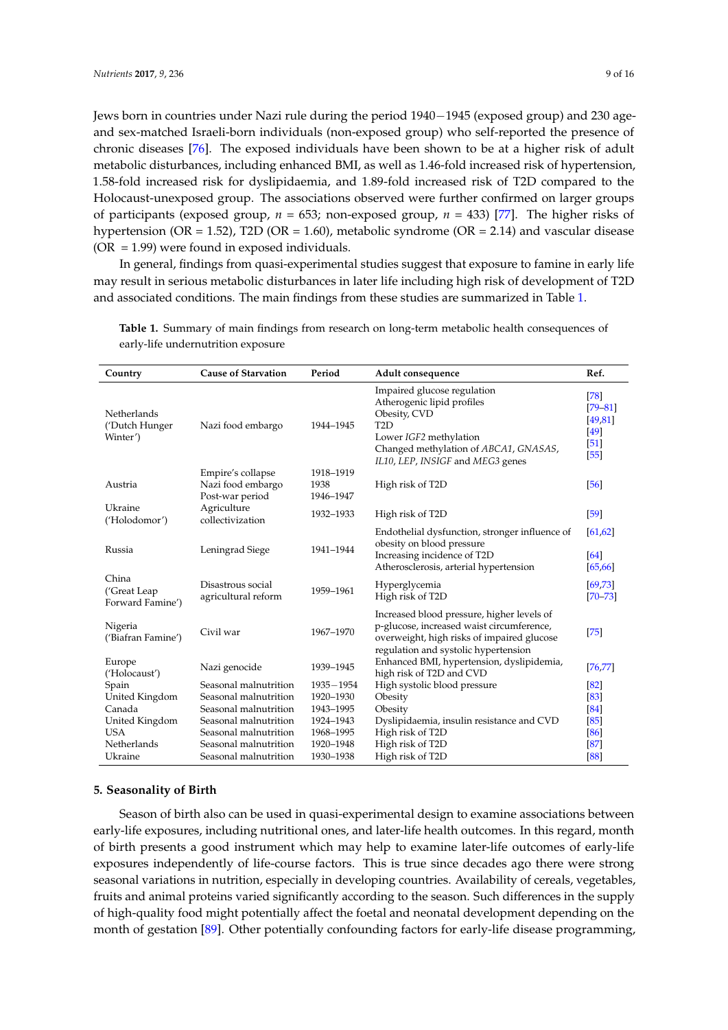Jews born in countries under Nazi rule during the period 1940−1945 (exposed group) and 230 age- and sex-matched Israeli-born individuals (non-exposed group) who self-reported the presence of chronic diseases [76]. The exposed individuals have been shown to be at a higher risk of adult metabolic disturbances, including enhanced BMI, as well as 1.46-fold increased risk of hypertension, 1.58-fold increased risk for dyslipidaemia, and 1.89-fold increased risk of T2D compared to the Holocaust-unexposed group. The associations observed were further confirmed on larger groups of participants (exposed group, $n$ = 653; non-exposed group, $n$ = 433) [77]. The higher risks of hypertension (OR = 1.52), T2D (OR = 1.60), metabolic syndrome (OR = 2.14) and vascular disease (OR = 1.99) were found in exposed individuals.

In general, findings from quasi-experimental studies suggest that exposure to famine in early life may result in serious metabolic disturbances in later life including high risk of development of T2D and associated conditions. The main findings from these studies are summarized in Table 1.

**Table 1.** Summary of main findings from research on long-term metabolic health consequences of early-life undernutrition exposure

| Country | Cause of Starvation | Period | Adult consequence | Ref. |
|---|---|---|---|---|
| Netherlands ('Dutch Hunger Winter') | Nazi food embargo | 1944–1945 | Impaired glucose regulation<br>Atherogenic lipid profiles<br>Obesity, CVD<br>T2D<br>Lower *IGF2* methylation<br>Changed methylation of *ABCA1*, *GNASAS*, *IL10*, *LEP*, *INSIGF* and *MEG3* genes | [78]<br>[79–81]<br>[49,81]<br>[49]<br>[51]<br>[55] |
| Austria | Empire's collapse<br>Nazi food embargo<br>Post-war period | 1918–1919<br>1938<br>1946–1947 | High risk of T2D | [56] |
| Ukraine ('Holodomor') | Agriculture collectivization | 1932–1933 | High risk of T2D | [59] |
| Russia | Leningrad Siege | 1941–1944 | Endothelial dysfunction, stronger influence of obesity on blood pressure<br>Increasing incidence of T2D<br>Atherosclerosis, arterial hypertension | [61,62]<br><br>[64]<br>[65,66] |
| China ('Great Leap Forward Famine') | Disastrous social agricultural reform | 1959–1961 | Hyperglycemia<br>High risk of T2D | [69,73]<br>[70–73] |
| Nigeria ('Biafran Famine') | Civil war | 1967–1970 | Increased blood pressure, higher levels of p-glucose, increased waist circumference, overweight, high risks of impaired glucose regulation and systolic hypertension | [75] |
| Europe ('Holocaust') | Nazi genocide | 1939–1945 | Enhanced BMI, hypertension, dyslipidemia, high risk of T2D and CVD | [76,77] |
| Spain | Seasonal malnutrition | 1935−1954 | High systolic blood pressure | [82] |
| United Kingdom | Seasonal malnutrition | 1920–1930 | Obesity | [83] |
| Canada | Seasonal malnutrition | 1943–1995 | Obesity | [84] |
| United Kingdom | Seasonal malnutrition | 1924–1943 | Dyslipidaemia, insulin resistance and CVD | [85] |
| USA | Seasonal malnutrition | 1968–1995 | High risk of T2D | [86] |
| Netherlands | Seasonal malnutrition | 1920–1948 | High risk of T2D | [87] |
| Ukraine | Seasonal malnutrition | 1930–1938 | High risk of T2D | [88] |

## 5. Seasonality of Birth

Season of birth also can be used in quasi-experimental design to examine associations between early-life exposures, including nutritional ones, and later-life health outcomes. In this regard, month of birth presents a good instrument which may help to examine later-life outcomes of early-life exposures independently of life-course factors. This is true since decades ago there were strong seasonal variations in nutrition, especially in developing countries. Availability of cereals, vegetables, fruits and animal proteins varied significantly according to the season. Such differences in the supply of high-quality food might potentially affect the foetal and neonatal development depending on the month of gestation [89]. Other potentially confounding factors for early-life disease programming,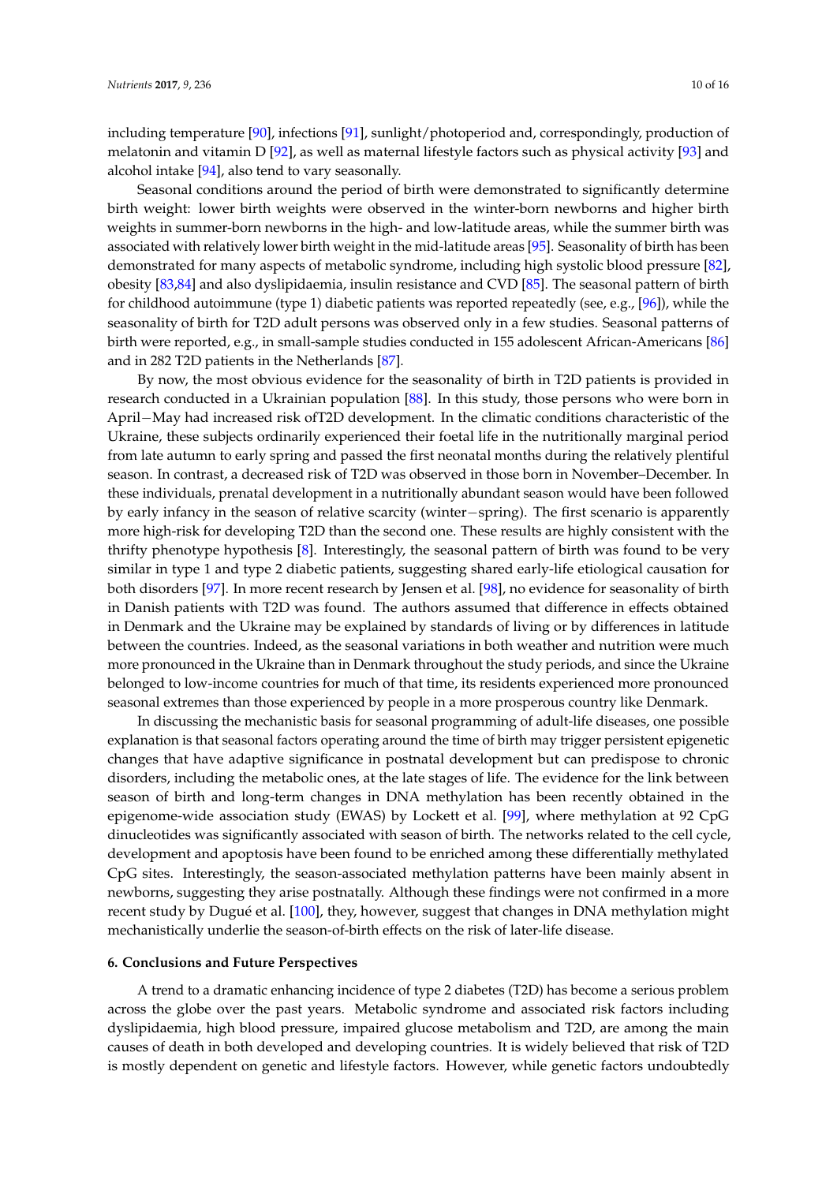including temperature [90], infections [91], sunlight/photoperiod and, correspondingly, production of melatonin and vitamin D [92], as well as maternal lifestyle factors such as physical activity [93] and alcohol intake [94], also tend to vary seasonally.

Seasonal conditions around the period of birth were demonstrated to significantly determine birth weight: lower birth weights were observed in the winter-born newborns and higher birth weights in summer-born newborns in the high- and low-latitude areas, while the summer birth was associated with relatively lower birth weight in the mid-latitude areas [95]. Seasonality of birth has been demonstrated for many aspects of metabolic syndrome, including high systolic blood pressure [82], obesity [83,84] and also dyslipidaemia, insulin resistance and CVD [85]. The seasonal pattern of birth for childhood autoimmune (type 1) diabetic patients was reported repeatedly (see, e.g., [96]), while the seasonality of birth for T2D adult persons was observed only in a few studies. Seasonal patterns of birth were reported, e.g., in small-sample studies conducted in 155 adolescent African-Americans [86] and in 282 T2D patients in the Netherlands [87].

By now, the most obvious evidence for the seasonality of birth in T2D patients is provided in research conducted in a Ukrainian population [88]. In this study, those persons who were born in April−May had increased risk ofT2D development. In the climatic conditions characteristic of the Ukraine, these subjects ordinarily experienced their foetal life in the nutritionally marginal period from late autumn to early spring and passed the first neonatal months during the relatively plentiful season. In contrast, a decreased risk of T2D was observed in those born in November–December. In these individuals, prenatal development in a nutritionally abundant season would have been followed by early infancy in the season of relative scarcity (winter−spring). The first scenario is apparently more high-risk for developing T2D than the second one. These results are highly consistent with the thrifty phenotype hypothesis [8]. Interestingly, the seasonal pattern of birth was found to be very similar in type 1 and type 2 diabetic patients, suggesting shared early-life etiological causation for both disorders [97]. In more recent research by Jensen et al. [98], no evidence for seasonality of birth in Danish patients with T2D was found. The authors assumed that difference in effects obtained in Denmark and the Ukraine may be explained by standards of living or by differences in latitude between the countries. Indeed, as the seasonal variations in both weather and nutrition were much more pronounced in the Ukraine than in Denmark throughout the study periods, and since the Ukraine belonged to low-income countries for much of that time, its residents experienced more pronounced seasonal extremes than those experienced by people in a more prosperous country like Denmark.

In discussing the mechanistic basis for seasonal programming of adult-life diseases, one possible explanation is that seasonal factors operating around the time of birth may trigger persistent epigenetic changes that have adaptive significance in postnatal development but can predispose to chronic disorders, including the metabolic ones, at the late stages of life. The evidence for the link between season of birth and long-term changes in DNA methylation has been recently obtained in the epigenome-wide association study (EWAS) by Lockett et al. [99], where methylation at 92 CpG dinucleotides was significantly associated with season of birth. The networks related to the cell cycle, development and apoptosis have been found to be enriched among these differentially methylated CpG sites. Interestingly, the season-associated methylation patterns have been mainly absent in newborns, suggesting they arise postnatally. Although these findings were not confirmed in a more recent study by Dugué et al. [100], they, however, suggest that changes in DNA methylation might mechanistically underlie the season-of-birth effects on the risk of later-life disease.

## 6. Conclusions and Future Perspectives

A trend to a dramatic enhancing incidence of type 2 diabetes (T2D) has become a serious problem across the globe over the past years. Metabolic syndrome and associated risk factors including dyslipidaemia, high blood pressure, impaired glucose metabolism and T2D, are among the main causes of death in both developed and developing countries. It is widely believed that risk of T2D is mostly dependent on genetic and lifestyle factors. However, while genetic factors undoubtedly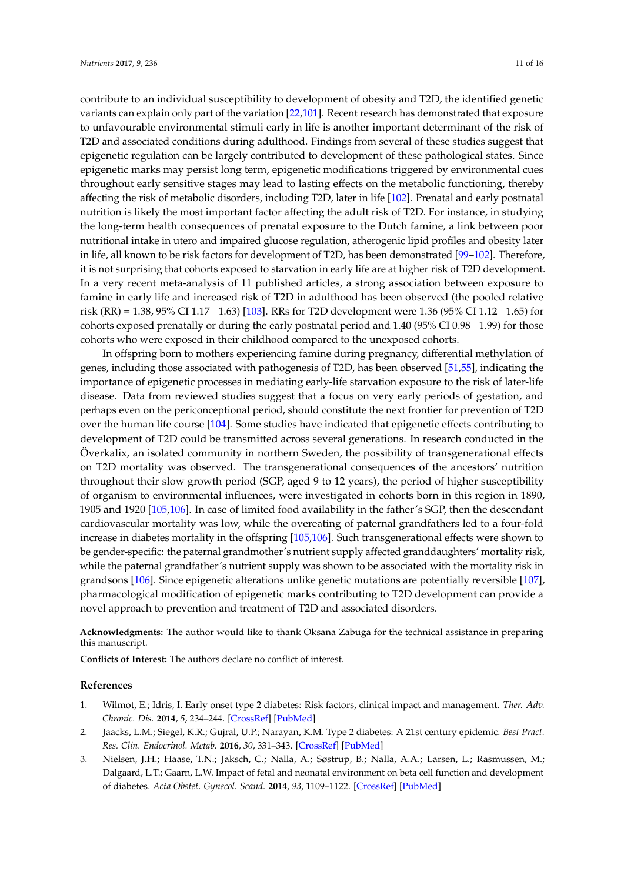contribute to an individual susceptibility to development of obesity and T2D, the identified genetic variants can explain only part of the variation [22,101]. Recent research has demonstrated that exposure to unfavourable environmental stimuli early in life is another important determinant of the risk of T2D and associated conditions during adulthood. Findings from several of these studies suggest that epigenetic regulation can be largely contributed to development of these pathological states. Since epigenetic marks may persist long term, epigenetic modifications triggered by environmental cues throughout early sensitive stages may lead to lasting effects on the metabolic functioning, thereby affecting the risk of metabolic disorders, including T2D, later in life [102]. Prenatal and early postnatal nutrition is likely the most important factor affecting the adult risk of T2D. For instance, in studying the long-term health consequences of prenatal exposure to the Dutch famine, a link between poor nutritional intake in utero and impaired glucose regulation, atherogenic lipid profiles and obesity later in life, all known to be risk factors for development of T2D, has been demonstrated [99–102]. Therefore, it is not surprising that cohorts exposed to starvation in early life are at higher risk of T2D development. In a very recent meta-analysis of 11 published articles, a strong association between exposure to famine in early life and increased risk of T2D in adulthood has been observed (the pooled relative risk (RR) = 1.38, 95% CI 1.17−1.63) [103]. RRs for T2D development were 1.36 (95% CI 1.12−1.65) for cohorts exposed prenatally or during the early postnatal period and 1.40 (95% CI 0.98−1.99) for those cohorts who were exposed in their childhood compared to the unexposed cohorts.

In offspring born to mothers experiencing famine during pregnancy, differential methylation of genes, including those associated with pathogenesis of T2D, has been observed [51,55], indicating the importance of epigenetic processes in mediating early-life starvation exposure to the risk of later-life disease. Data from reviewed studies suggest that a focus on very early periods of gestation, and perhaps even on the periconceptional period, should constitute the next frontier for prevention of T2D over the human life course [104]. Some studies have indicated that epigenetic effects contributing to development of T2D could be transmitted across several generations. In research conducted in the Överkalix, an isolated community in northern Sweden, the possibility of transgenerational effects on T2D mortality was observed. The transgenerational consequences of the ancestors' nutrition throughout their slow growth period (SGP, aged 9 to 12 years), the period of higher susceptibility of organism to environmental influences, were investigated in cohorts born in this region in 1890, 1905 and 1920 [105,106]. In case of limited food availability in the father's SGP, then the descendant cardiovascular mortality was low, while the overeating of paternal grandfathers led to a four-fold increase in diabetes mortality in the offspring [105,106]. Such transgenerational effects were shown to be gender-specific: the paternal grandmother's nutrient supply affected granddaughters' mortality risk, while the paternal grandfather's nutrient supply was shown to be associated with the mortality risk in grandsons [106]. Since epigenetic alterations unlike genetic mutations are potentially reversible [107], pharmacological modification of epigenetic marks contributing to T2D development can provide a novel approach to prevention and treatment of T2D and associated disorders.

**Acknowledgments:** The author would like to thank Oksana Zabuga for the technical assistance in preparing this manuscript.

**Conflicts of Interest:** The authors declare no conflict of interest.

## References

1. Wilmot, E.; Idris, I. Early onset type 2 diabetes: Risk factors, clinical impact and management. *Ther. Adv. Chronic. Dis.* **2014**, *5*, 234–244. [CrossRef] [PubMed]
2. Jaacks, L.M.; Siegel, K.R.; Gujral, U.P.; Narayan, K.M. Type 2 diabetes: A 21st century epidemic. *Best Pract. Res. Clin. Endocrinol. Metab.* **2016**, *30*, 331–343. [CrossRef] [PubMed]
3. Nielsen, J.H.; Haase, T.N.; Jaksch, C.; Nalla, A.; Søstrup, B.; Nalla, A.A.; Larsen, L.; Rasmussen, M.; Dalgaard, L.T.; Gaarn, L.W. Impact of fetal and neonatal environment on beta cell function and development of diabetes. *Acta Obstet. Gynecol. Scand.* **2014**, *93*, 1109–1122. [CrossRef] [PubMed]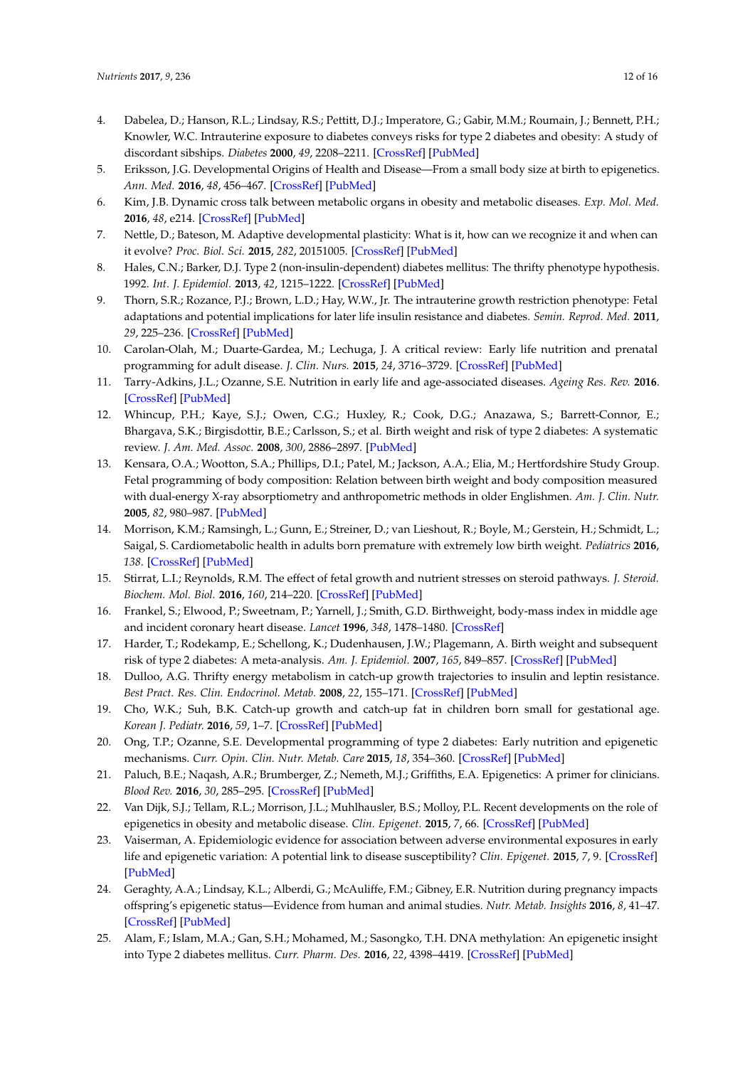4. Dabelea, D.; Hanson, R.L.; Lindsay, R.S.; Pettitt, D.J.; Imperatore, G.; Gabir, M.M.; Roumain, J.; Bennett, P.H.; Knowler, W.C. Intrauterine exposure to diabetes conveys risks for type 2 diabetes and obesity: A study of discordant sibships. *Diabetes* **2000**, *49*, 2208–2211. [CrossRef] [PubMed]
5. Eriksson, J.G. Developmental Origins of Health and Disease—From a small body size at birth to epigenetics. *Ann. Med.* **2016**, *48*, 456–467. [CrossRef] [PubMed]
6. Kim, J.B. Dynamic cross talk between metabolic organs in obesity and metabolic diseases. *Exp. Mol. Med.* **2016**, *48*, e214. [CrossRef] [PubMed]
7. Nettle, D.; Bateson, M. Adaptive developmental plasticity: What is it, how can we recognize it and when can it evolve? *Proc. Biol. Sci.* **2015**, *282*, 20151005. [CrossRef] [PubMed]
8. Hales, C.N.; Barker, D.J. Type 2 (non-insulin-dependent) diabetes mellitus: The thrifty phenotype hypothesis. 1992. *Int. J. Epidemiol.* **2013**, *42*, 1215–1222. [CrossRef] [PubMed]
9. Thorn, S.R.; Rozance, P.J.; Brown, L.D.; Hay, W.W., Jr. The intrauterine growth restriction phenotype: Fetal adaptations and potential implications for later life insulin resistance and diabetes. *Semin. Reprod. Med.* **2011**, *29*, 225–236. [CrossRef] [PubMed]
10. Carolan-Olah, M.; Duarte-Gardea, M.; Lechuga, J. A critical review: Early life nutrition and prenatal programming for adult disease. *J. Clin. Nurs.* **2015**, *24*, 3716–3729. [CrossRef] [PubMed]
11. Tarry-Adkins, J.L.; Ozanne, S.E. Nutrition in early life and age-associated diseases. *Ageing Res. Rev.* **2016**. [CrossRef] [PubMed]
12. Whincup, P.H.; Kaye, S.J.; Owen, C.G.; Huxley, R.; Cook, D.G.; Anazawa, S.; Barrett-Connor, E.; Bhargava, S.K.; Birgisdottir, B.E.; Carlsson, S.; et al. Birth weight and risk of type 2 diabetes: A systematic review. *J. Am. Med. Assoc.* **2008**, *300*, 2886–2897. [PubMed]
13. Kensara, O.A.; Wootton, S.A.; Phillips, D.I.; Patel, M.; Jackson, A.A.; Elia, M.; Hertfordshire Study Group. Fetal programming of body composition: Relation between birth weight and body composition measured with dual-energy X-ray absorptiometry and anthropometric methods in older Englishmen. *Am. J. Clin. Nutr.* **2005**, *82*, 980–987. [PubMed]
14. Morrison, K.M.; Ramsingh, L.; Gunn, E.; Streiner, D.; van Lieshout, R.; Boyle, M.; Gerstein, H.; Schmidt, L.; Saigal, S. Cardiometabolic health in adults born premature with extremely low birth weight. *Pediatrics* **2016**, *138*. [CrossRef] [PubMed]
15. Stirrat, L.I.; Reynolds, R.M. The effect of fetal growth and nutrient stresses on steroid pathways. *J. Steroid. Biochem. Mol. Biol.* **2016**, *160*, 214–220. [CrossRef] [PubMed]
16. Frankel, S.; Elwood, P.; Sweetnam, P.; Yarnell, J.; Smith, G.D. Birthweight, body-mass index in middle age and incident coronary heart disease. *Lancet* **1996**, *348*, 1478–1480. [CrossRef]
17. Harder, T.; Rodekamp, E.; Schellong, K.; Dudenhausen, J.W.; Plagemann, A. Birth weight and subsequent risk of type 2 diabetes: A meta-analysis. *Am. J. Epidemiol.* **2007**, *165*, 849–857. [CrossRef] [PubMed]
18. Dulloo, A.G. Thrifty energy metabolism in catch-up growth trajectories to insulin and leptin resistance. *Best Pract. Res. Clin. Endocrinol. Metab.* **2008**, *22*, 155–171. [CrossRef] [PubMed]
19. Cho, W.K.; Suh, B.K. Catch-up growth and catch-up fat in children born small for gestational age. *Korean J. Pediatr.* **2016**, *59*, 1–7. [CrossRef] [PubMed]
20. Ong, T.P.; Ozanne, S.E. Developmental programming of type 2 diabetes: Early nutrition and epigenetic mechanisms. *Curr. Opin. Clin. Nutr. Metab. Care* **2015**, *18*, 354–360. [CrossRef] [PubMed]
21. Paluch, B.E.; Naqash, A.R.; Brumberger, Z.; Nemeth, M.J.; Griffiths, E.A. Epigenetics: A primer for clinicians. *Blood Rev.* **2016**, *30*, 285–295. [CrossRef] [PubMed]
22. Van Dijk, S.J.; Tellam, R.L.; Morrison, J.L.; Muhlhausler, B.S.; Molloy, P.L. Recent developments on the role of epigenetics in obesity and metabolic disease. *Clin. Epigenet.* **2015**, *7*, 66. [CrossRef] [PubMed]
23. Vaiserman, A. Epidemiologic evidence for association between adverse environmental exposures in early life and epigenetic variation: A potential link to disease susceptibility? *Clin. Epigenet.* **2015**, *7*, 9. [CrossRef] [PubMed]
24. Geraghty, A.A.; Lindsay, K.L.; Alberdi, G.; McAuliffe, F.M.; Gibney, E.R. Nutrition during pregnancy impacts offspring's epigenetic status—Evidence from human and animal studies. *Nutr. Metab. Insights* **2016**, *8*, 41–47. [CrossRef] [PubMed]
25. Alam, F.; Islam, M.A.; Gan, S.H.; Mohamed, M.; Sasongko, T.H. DNA methylation: An epigenetic insight into Type 2 diabetes mellitus. *Curr. Pharm. Des.* **2016**, *22*, 4398–4419. [CrossRef] [PubMed]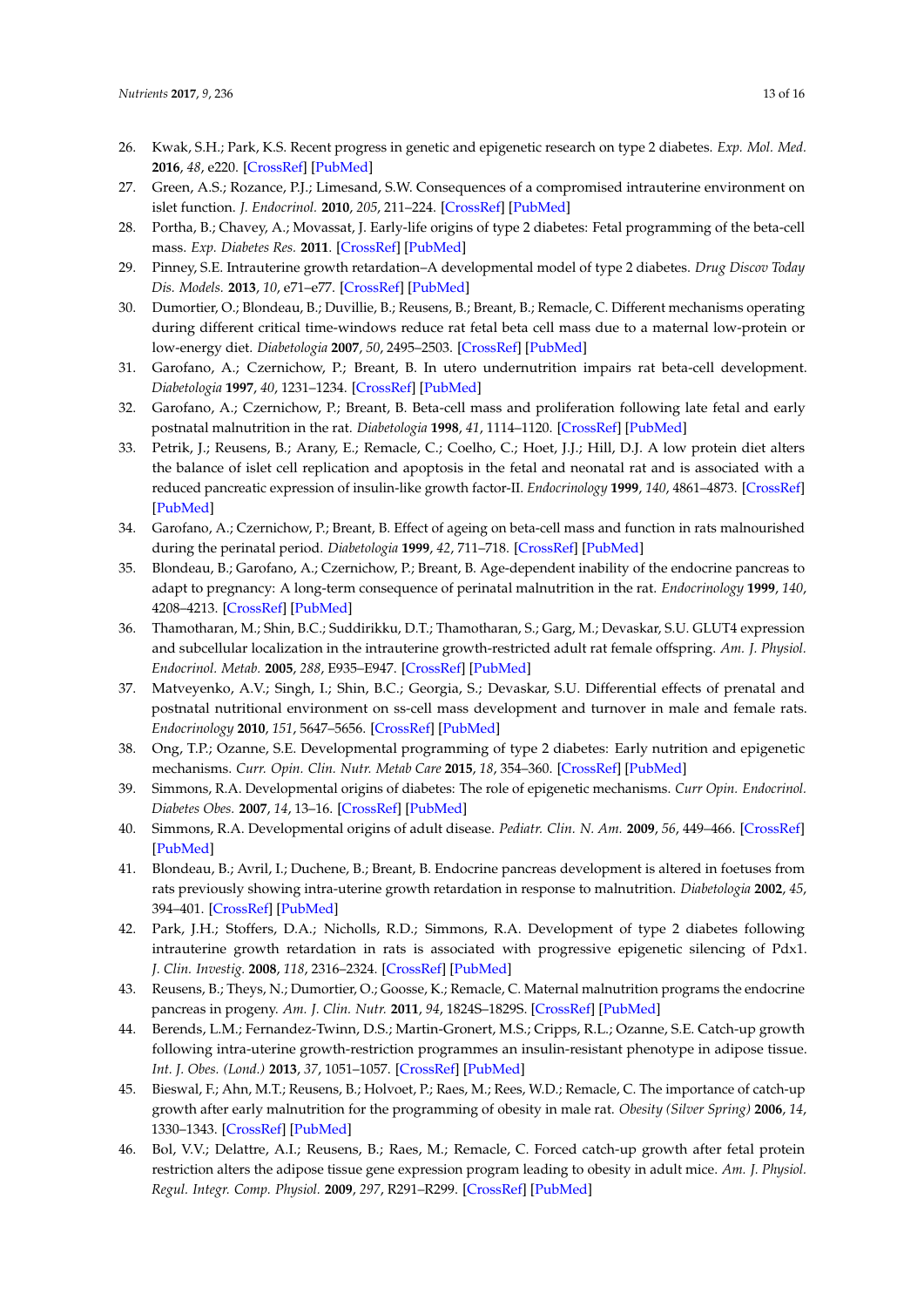26. Kwak, S.H.; Park, K.S. Recent progress in genetic and epigenetic research on type 2 diabetes. *Exp. Mol. Med.* **2016**, *48*, e220. [CrossRef] [PubMed]
27. Green, A.S.; Rozance, P.J.; Limesand, S.W. Consequences of a compromised intrauterine environment on islet function. *J. Endocrinol.* **2010**, *205*, 211–224. [CrossRef] [PubMed]
28. Portha, B.; Chavey, A.; Movassat, J. Early-life origins of type 2 diabetes: Fetal programming of the beta-cell mass. *Exp. Diabetes Res.* **2011**. [CrossRef] [PubMed]
29. Pinney, S.E. Intrauterine growth retardation–A developmental model of type 2 diabetes. *Drug Discov Today Dis. Models.* **2013**, *10*, e71–e77. [CrossRef] [PubMed]
30. Dumortier, O.; Blondeau, B.; Duvillie, B.; Reusens, B.; Breant, B.; Remacle, C. Different mechanisms operating during different critical time-windows reduce rat fetal beta cell mass due to a maternal low-protein or low-energy diet. *Diabetologia* **2007**, *50*, 2495–2503. [CrossRef] [PubMed]
31. Garofano, A.; Czernichow, P.; Breant, B. In utero undernutrition impairs rat beta-cell development. *Diabetologia* **1997**, *40*, 1231–1234. [CrossRef] [PubMed]
32. Garofano, A.; Czernichow, P.; Breant, B. Beta-cell mass and proliferation following late fetal and early postnatal malnutrition in the rat. *Diabetologia* **1998**, *41*, 1114–1120. [CrossRef] [PubMed]
33. Petrik, J.; Reusens, B.; Arany, E.; Remacle, C.; Coelho, C.; Hoet, J.J.; Hill, D.J. A low protein diet alters the balance of islet cell replication and apoptosis in the fetal and neonatal rat and is associated with a reduced pancreatic expression of insulin-like growth factor-II. *Endocrinology* **1999**, *140*, 4861–4873. [CrossRef] [PubMed]
34. Garofano, A.; Czernichow, P.; Breant, B. Effect of ageing on beta-cell mass and function in rats malnourished during the perinatal period. *Diabetologia* **1999**, *42*, 711–718. [CrossRef] [PubMed]
35. Blondeau, B.; Garofano, A.; Czernichow, P.; Breant, B. Age-dependent inability of the endocrine pancreas to adapt to pregnancy: A long-term consequence of perinatal malnutrition in the rat. *Endocrinology* **1999**, *140*, 4208–4213. [CrossRef] [PubMed]
36. Thamotharan, M.; Shin, B.C.; Suddirikku, D.T.; Thamotharan, S.; Garg, M.; Devaskar, S.U. GLUT4 expression and subcellular localization in the intrauterine growth-restricted adult rat female offspring. *Am. J. Physiol. Endocrinol. Metab.* **2005**, *288*, E935–E947. [CrossRef] [PubMed]
37. Matveyenko, A.V.; Singh, I.; Shin, B.C.; Georgia, S.; Devaskar, S.U. Differential effects of prenatal and postnatal nutritional environment on ss-cell mass development and turnover in male and female rats. *Endocrinology* **2010**, *151*, 5647–5656. [CrossRef] [PubMed]
38. Ong, T.P.; Ozanne, S.E. Developmental programming of type 2 diabetes: Early nutrition and epigenetic mechanisms. *Curr. Opin. Clin. Nutr. Metab Care* **2015**, *18*, 354–360. [CrossRef] [PubMed]
39. Simmons, R.A. Developmental origins of diabetes: The role of epigenetic mechanisms. *Curr Opin. Endocrinol. Diabetes Obes.* **2007**, *14*, 13–16. [CrossRef] [PubMed]
40. Simmons, R.A. Developmental origins of adult disease. *Pediatr. Clin. N. Am.* **2009**, *56*, 449–466. [CrossRef] [PubMed]
41. Blondeau, B.; Avril, I.; Duchene, B.; Breant, B. Endocrine pancreas development is altered in foetuses from rats previously showing intra-uterine growth retardation in response to malnutrition. *Diabetologia* **2002**, *45*, 394–401. [CrossRef] [PubMed]
42. Park, J.H.; Stoffers, D.A.; Nicholls, R.D.; Simmons, R.A. Development of type 2 diabetes following intrauterine growth retardation in rats is associated with progressive epigenetic silencing of Pdx1. *J. Clin. Investig.* **2008**, *118*, 2316–2324. [CrossRef] [PubMed]
43. Reusens, B.; Theys, N.; Dumortier, O.; Goosse, K.; Remacle, C. Maternal malnutrition programs the endocrine pancreas in progeny. *Am. J. Clin. Nutr.* **2011**, *94*, 1824S–1829S. [CrossRef] [PubMed]
44. Berends, L.M.; Fernandez-Twinn, D.S.; Martin-Gronert, M.S.; Cripps, R.L.; Ozanne, S.E. Catch-up growth following intra-uterine growth-restriction programmes an insulin-resistant phenotype in adipose tissue. *Int. J. Obes. (Lond.)* **2013**, *37*, 1051–1057. [CrossRef] [PubMed]
45. Bieswal, F.; Ahn, M.T.; Reusens, B.; Holvoet, P.; Raes, M.; Rees, W.D.; Remacle, C. The importance of catch-up growth after early malnutrition for the programming of obesity in male rat. *Obesity (Silver Spring)* **2006**, *14*, 1330–1343. [CrossRef] [PubMed]
46. Bol, V.V.; Delattre, A.I.; Reusens, B.; Raes, M.; Remacle, C. Forced catch-up growth after fetal protein restriction alters the adipose tissue gene expression program leading to obesity in adult mice. *Am. J. Physiol. Regul. Integr. Comp. Physiol.* **2009**, *297*, R291–R299. [CrossRef] [PubMed]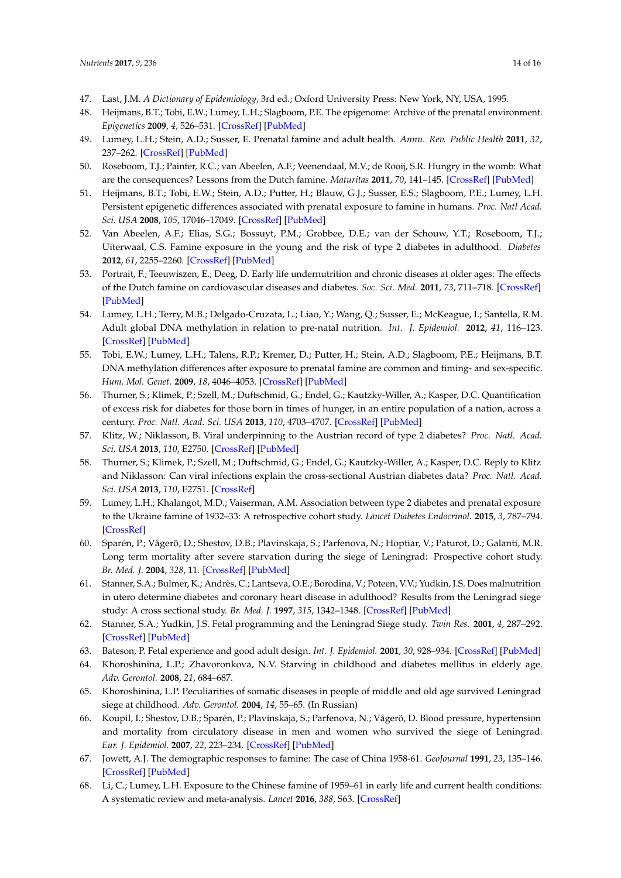47. Last, J.M. *A Dictionary of Epidemiology*, 3rd ed.; Oxford University Press: New York, NY, USA, 1995.
48. Heijmans, B.T.; Tobi, E.W.; Lumey, L.H.; Slagboom, P.E. The epigenome: Archive of the prenatal environment. *Epigenetics* **2009**, *4*, 526–531. [CrossRef] [PubMed]
49. Lumey, L.H.; Stein, A.D.; Susser, E. Prenatal famine and adult health. *Annu. Rev. Public Health* **2011**, *32*, 237–262. [CrossRef] [PubMed]
50. Roseboom, T.J.; Painter, R.C.; van Abeelen, A.F.; Veenendaal, M.V.; de Rooij, S.R. Hungry in the womb: What are the consequences? Lessons from the Dutch famine. *Maturitas* **2011**, *70*, 141–145. [CrossRef] [PubMed]
51. Heijmans, B.T.; Tobi, E.W.; Stein, A.D.; Putter, H.; Blauw, G.J.; Susser, E.S.; Slagboom, P.E.; Lumey, L.H. Persistent epigenetic differences associated with prenatal exposure to famine in humans. *Proc. Natl Acad. Sci. USA* **2008**, *105*, 17046–17049. [CrossRef] [PubMed]
52. Van Abeelen, A.F.; Elias, S.G.; Bossuyt, P.M.; Grobbee, D.E.; van der Schouw, Y.T.; Roseboom, T.J.; Uiterwaal, C.S. Famine exposure in the young and the risk of type 2 diabetes in adulthood. *Diabetes* **2012**, *61*, 2255–2260. [CrossRef] [PubMed]
53. Portrait, F.; Teeuwiszen, E.; Deeg, D. Early life undernutrition and chronic diseases at older ages: The effects of the Dutch famine on cardiovascular diseases and diabetes. *Soc. Sci. Med.* **2011**, *73*, 711–718. [CrossRef] [PubMed]
54. Lumey, L.H.; Terry, M.B.; Delgado-Cruzata, L.; Liao, Y.; Wang, Q.; Susser, E.; McKeague, I.; Santella, R.M. Adult global DNA methylation in relation to pre-natal nutrition. *Int. J. Epidemiol.* **2012**, *41*, 116–123. [CrossRef] [PubMed]
55. Tobi, E.W.; Lumey, L.H.; Talens, R.P.; Kremer, D.; Putter, H.; Stein, A.D.; Slagboom, P.E.; Heijmans, B.T. DNA methylation differences after exposure to prenatal famine are common and timing- and sex-specific. *Hum. Mol. Genet.* **2009**, *18*, 4046–4053. [CrossRef] [PubMed]
56. Thurner, S.; Klimek, P.; Szell, M.; Duftschmid, G.; Endel, G.; Kautzky-Willer, A.; Kasper, D.C. Quantification of excess risk for diabetes for those born in times of hunger, in an entire population of a nation, across a century. *Proc. Natl. Acad. Sci. USA* **2013**, *110*, 4703–4707. [CrossRef] [PubMed]
57. Klitz, W.; Niklasson, B. Viral underpinning to the Austrian record of type 2 diabetes? *Proc. Natl. Acad. Sci. USA* **2013**, *110*, E2750. [CrossRef] [PubMed]
58. Thurner, S.; Klimek, P.; Szell, M.; Duftschmid, G.; Endel, G.; Kautzky-Willer, A.; Kasper, D.C. Reply to Klitz and Niklasson: Can viral infections explain the cross-sectional Austrian diabetes data? *Proc. Natl. Acad. Sci. USA* **2013**, *110*, E2751. [CrossRef]
59. Lumey, L.H.; Khalangot, M.D.; Vaiserman, A.M. Association between type 2 diabetes and prenatal exposure to the Ukraine famine of 1932–33: A retrospective cohort study. *Lancet Diabetes Endocrinol.* **2015**, *3*, 787–794. [CrossRef]
60. Sparén, P.; Vågerö, D.; Shestov, D.B.; Plavinskaja, S.; Parfenova, N.; Hoptiar, V.; Paturot, D.; Galanti, M.R. Long term mortality after severe starvation during the siege of Leningrad: Prospective cohort study. *Br. Med. J.* **2004**, *328*, 11. [CrossRef] [PubMed]
61. Stanner, S.A.; Bulmer, K.; Andrès, C.; Lantseva, O.E.; Borodina, V.; Poteen, V.V.; Yudkin, J.S. Does malnutrition in utero determine diabetes and coronary heart disease in adulthood? Results from the Leningrad siege study: A cross sectional study. *Br. Med. J.* **1997**, *315*, 1342–1348. [CrossRef] [PubMed]
62. Stanner, S.A.; Yudkin, J.S. Fetal programming and the Leningrad Siege study. *Twin Res.* **2001**, *4*, 287–292. [CrossRef] [PubMed]
63. Bateson, P. Fetal experience and good adult design. *Int. J. Epidemiol.* **2001**, *30*, 928–934. [CrossRef] [PubMed]
64. Khoroshinina, L.P.; Zhavoronkova, N.V. Starving in childhood and diabetes mellitus in elderly age. *Adv. Gerontol.* **2008**, *21*, 684–687.
65. Khoroshinina, L.P. Peculiarities of somatic diseases in people of middle and old age survived Leningrad siege at childhood. *Adv. Gerontol.* **2004**, *14*, 55–65. (In Russian)
66. Koupil, I.; Shestov, D.B.; Sparén, P.; Plavinskaja, S.; Parfenova, N.; Vågerö, D. Blood pressure, hypertension and mortality from circulatory disease in men and women who survived the siege of Leningrad. *Eur. J. Epidemiol.* **2007**, *22*, 223–234. [CrossRef] [PubMed]
67. Jowett, A.J. The demographic responses to famine: The case of China 1958-61. *GeoJournal* **1991**, *23*, 135–146. [CrossRef] [PubMed]
68. Li, C.; Lumey, L.H. Exposure to the Chinese famine of 1959–61 in early life and current health conditions: A systematic review and meta-analysis. *Lancet* **2016**, *388*, S63. [CrossRef]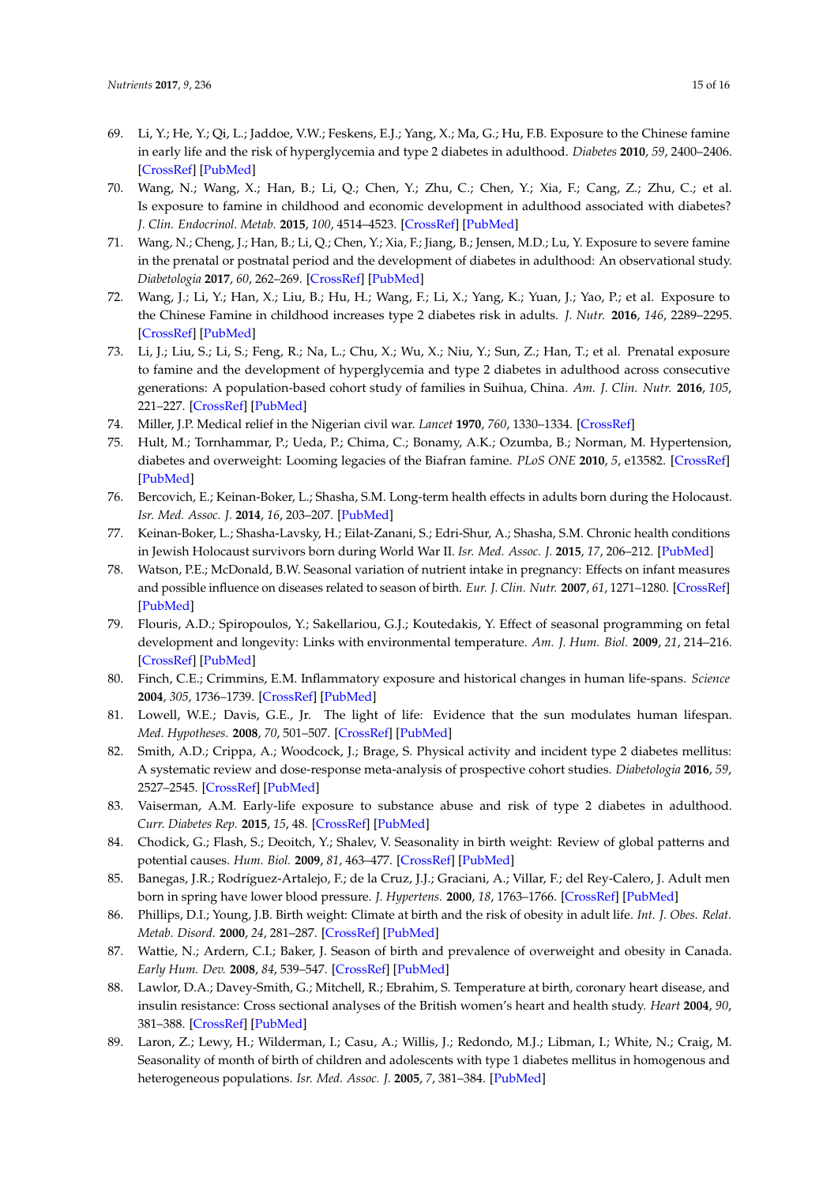69. Li, Y.; He, Y.; Qi, L.; Jaddoe, V.W.; Feskens, E.J.; Yang, X.; Ma, G.; Hu, F.B. Exposure to the Chinese famine in early life and the risk of hyperglycemia and type 2 diabetes in adulthood. *Diabetes* **2010**, *59*, 2400–2406. [CrossRef] [PubMed]
70. Wang, N.; Wang, X.; Han, B.; Li, Q.; Chen, Y.; Zhu, C.; Chen, Y.; Xia, F.; Cang, Z.; Zhu, C.; et al. Is exposure to famine in childhood and economic development in adulthood associated with diabetes? *J. Clin. Endocrinol. Metab.* **2015**, *100*, 4514–4523. [CrossRef] [PubMed]
71. Wang, N.; Cheng, J.; Han, B.; Li, Q.; Chen, Y.; Xia, F.; Jiang, B.; Jensen, M.D.; Lu, Y. Exposure to severe famine in the prenatal or postnatal period and the development of diabetes in adulthood: An observational study. *Diabetologia* **2017**, *60*, 262–269. [CrossRef] [PubMed]
72. Wang, J.; Li, Y.; Han, X.; Liu, B.; Hu, H.; Wang, F.; Li, X.; Yang, K.; Yuan, J.; Yao, P.; et al. Exposure to the Chinese Famine in childhood increases type 2 diabetes risk in adults. *J. Nutr.* **2016**, *146*, 2289–2295. [CrossRef] [PubMed]
73. Li, J.; Liu, S.; Li, S.; Feng, R.; Na, L.; Chu, X.; Wu, X.; Niu, Y.; Sun, Z.; Han, T.; et al. Prenatal exposure to famine and the development of hyperglycemia and type 2 diabetes in adulthood across consecutive generations: A population-based cohort study of families in Suihua, China. *Am. J. Clin. Nutr.* **2016**, *105*, 221–227. [CrossRef] [PubMed]
74. Miller, J.P. Medical relief in the Nigerian civil war. *Lancet* **1970**, *760*, 1330–1334. [CrossRef]
75. Hult, M.; Tornhammar, P.; Ueda, P.; Chima, C.; Bonamy, A.K.; Ozumba, B.; Norman, M. Hypertension, diabetes and overweight: Looming legacies of the Biafran famine. *PLoS ONE* **2010**, *5*, e13582. [CrossRef] [PubMed]
76. Bercovich, E.; Keinan-Boker, L.; Shasha, S.M. Long-term health effects in adults born during the Holocaust. *Isr. Med. Assoc. J.* **2014**, *16*, 203–207. [PubMed]
77. Keinan-Boker, L.; Shasha-Lavsky, H.; Eilat-Zanani, S.; Edri-Shur, A.; Shasha, S.M. Chronic health conditions in Jewish Holocaust survivors born during World War II. *Isr. Med. Assoc. J.* **2015**, *17*, 206–212. [PubMed]
78. Watson, P.E.; McDonald, B.W. Seasonal variation of nutrient intake in pregnancy: Effects on infant measures and possible influence on diseases related to season of birth. *Eur. J. Clin. Nutr.* **2007**, *61*, 1271–1280. [CrossRef] [PubMed]
79. Flouris, A.D.; Spiropoulos, Y.; Sakellariou, G.J.; Koutedakis, Y. Effect of seasonal programming on fetal development and longevity: Links with environmental temperature. *Am. J. Hum. Biol.* **2009**, *21*, 214–216. [CrossRef] [PubMed]
80. Finch, C.E.; Crimmins, E.M. Inflammatory exposure and historical changes in human life-spans. *Science* **2004**, *305*, 1736–1739. [CrossRef] [PubMed]
81. Lowell, W.E.; Davis, G.E., Jr. The light of life: Evidence that the sun modulates human lifespan. *Med. Hypotheses.* **2008**, *70*, 501–507. [CrossRef] [PubMed]
82. Smith, A.D.; Crippa, A.; Woodcock, J.; Brage, S. Physical activity and incident type 2 diabetes mellitus: A systematic review and dose-response meta-analysis of prospective cohort studies. *Diabetologia* **2016**, *59*, 2527–2545. [CrossRef] [PubMed]
83. Vaiserman, A.M. Early-life exposure to substance abuse and risk of type 2 diabetes in adulthood. *Curr. Diabetes Rep.* **2015**, *15*, 48. [CrossRef] [PubMed]
84. Chodick, G.; Flash, S.; Deoitch, Y.; Shalev, V. Seasonality in birth weight: Review of global patterns and potential causes. *Hum. Biol.* **2009**, *81*, 463–477. [CrossRef] [PubMed]
85. Banegas, J.R.; Rodríguez-Artalejo, F.; de la Cruz, J.J.; Graciani, A.; Villar, F.; del Rey-Calero, J. Adult men born in spring have lower blood pressure. *J. Hypertens.* **2000**, *18*, 1763–1766. [CrossRef] [PubMed]
86. Phillips, D.I.; Young, J.B. Birth weight: Climate at birth and the risk of obesity in adult life. *Int. J. Obes. Relat. Metab. Disord.* **2000**, *24*, 281–287. [CrossRef] [PubMed]
87. Wattie, N.; Ardern, C.I.; Baker, J. Season of birth and prevalence of overweight and obesity in Canada. *Early Hum. Dev.* **2008**, *84*, 539–547. [CrossRef] [PubMed]
88. Lawlor, D.A.; Davey-Smith, G.; Mitchell, R.; Ebrahim, S. Temperature at birth, coronary heart disease, and insulin resistance: Cross sectional analyses of the British women's heart and health study. *Heart* **2004**, *90*, 381–388. [CrossRef] [PubMed]
89. Laron, Z.; Lewy, H.; Wilderman, I.; Casu, A.; Willis, J.; Redondo, M.J.; Libman, I.; White, N.; Craig, M. Seasonality of month of birth of children and adolescents with type 1 diabetes mellitus in homogenous and heterogeneous populations. *Isr. Med. Assoc. J.* **2005**, *7*, 381–384. [PubMed]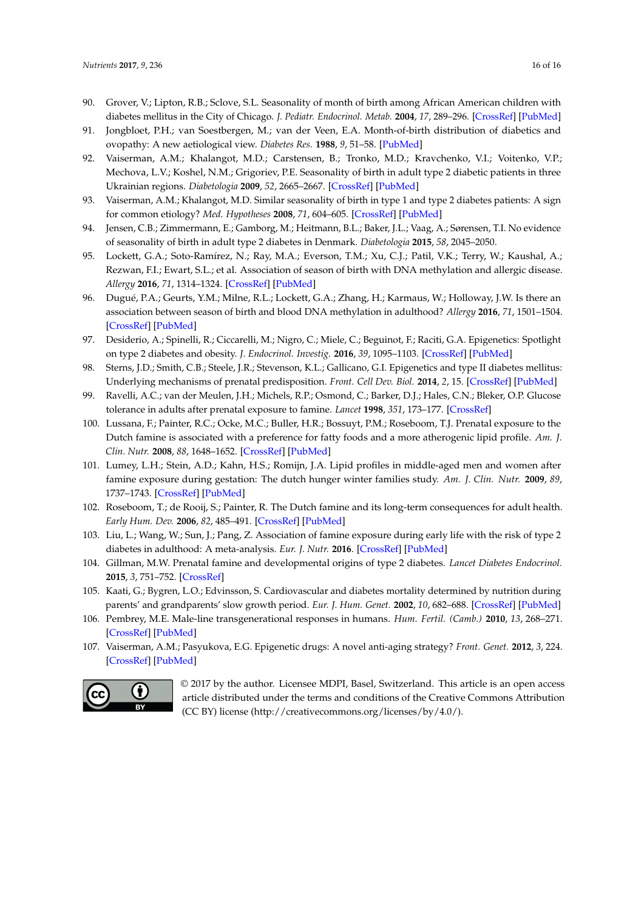90. Grover, V.; Lipton, R.B.; Sclove, S.L. Seasonality of month of birth among African American children with diabetes mellitus in the City of Chicago. *J. Pediatr. Endocrinol. Metab.* **2004**, *17*, 289–296. [CrossRef] [PubMed]
91. Jongbloet, P.H.; van Soestbergen, M.; van der Veen, E.A. Month-of-birth distribution of diabetics and ovopathy: A new aetiological view. *Diabetes Res.* **1988**, *9*, 51–58. [PubMed]
92. Vaiserman, A.M.; Khalangot, M.D.; Carstensen, B.; Tronko, M.D.; Kravchenko, V.I.; Voitenko, V.P.; Mechova, L.V.; Koshel, N.M.; Grigoriev, P.E. Seasonality of birth in adult type 2 diabetic patients in three Ukrainian regions. *Diabetologia* **2009**, *52*, 2665–2667. [CrossRef] [PubMed]
93. Vaiserman, A.M.; Khalangot, M.D. Similar seasonality of birth in type 1 and type 2 diabetes patients: A sign for common etiology? *Med. Hypotheses* **2008**, *71*, 604–605. [CrossRef] [PubMed]
94. Jensen, C.B.; Zimmermann, E.; Gamborg, M.; Heitmann, B.L.; Baker, J.L.; Vaag, A.; Sørensen, T.I. No evidence of seasonality of birth in adult type 2 diabetes in Denmark. *Diabetologia* **2015**, *58*, 2045–2050.
95. Lockett, G.A.; Soto-Ramírez, N.; Ray, M.A.; Everson, T.M.; Xu, C.J.; Patil, V.K.; Terry, W.; Kaushal, A.; Rezwan, F.I.; Ewart, S.L.; et al. Association of season of birth with DNA methylation and allergic disease. *Allergy* **2016**, *71*, 1314–1324. [CrossRef] [PubMed]
96. Dugué, P.A.; Geurts, Y.M.; Milne, R.L.; Lockett, G.A.; Zhang, H.; Karmaus, W.; Holloway, J.W. Is there an association between season of birth and blood DNA methylation in adulthood? *Allergy* **2016**, *71*, 1501–1504. [CrossRef] [PubMed]
97. Desiderio, A.; Spinelli, R.; Ciccarelli, M.; Nigro, C.; Miele, C.; Beguinot, F.; Raciti, G.A. Epigenetics: Spotlight on type 2 diabetes and obesity. *J. Endocrinol. Investig.* **2016**, *39*, 1095–1103. [CrossRef] [PubMed]
98. Sterns, J.D.; Smith, C.B.; Steele, J.R.; Stevenson, K.L.; Gallicano, G.I. Epigenetics and type II diabetes mellitus: Underlying mechanisms of prenatal predisposition. *Front. Cell Dev. Biol.* **2014**, *2*, 15. [CrossRef] [PubMed]
99. Ravelli, A.C.; van der Meulen, J.H.; Michels, R.P.; Osmond, C.; Barker, D.J.; Hales, C.N.; Bleker, O.P. Glucose tolerance in adults after prenatal exposure to famine. *Lancet* **1998**, *351*, 173–177. [CrossRef]
100. Lussana, F.; Painter, R.C.; Ocke, M.C.; Buller, H.R.; Bossuyt, P.M.; Roseboom, T.J. Prenatal exposure to the Dutch famine is associated with a preference for fatty foods and a more atherogenic lipid profile. *Am. J. Clin. Nutr.* **2008**, *88*, 1648–1652. [CrossRef] [PubMed]
101. Lumey, L.H.; Stein, A.D.; Kahn, H.S.; Romijn, J.A. Lipid profiles in middle-aged men and women after famine exposure during gestation: The dutch hunger winter families study. *Am. J. Clin. Nutr.* **2009**, *89*, 1737–1743. [CrossRef] [PubMed]
102. Roseboom, T.; de Rooij, S.; Painter, R. The Dutch famine and its long-term consequences for adult health. *Early Hum. Dev.* **2006**, *82*, 485–491. [CrossRef] [PubMed]
103. Liu, L.; Wang, W.; Sun, J.; Pang, Z. Association of famine exposure during early life with the risk of type 2 diabetes in adulthood: A meta-analysis. *Eur. J. Nutr.* **2016**. [CrossRef] [PubMed]
104. Gillman, M.W. Prenatal famine and developmental origins of type 2 diabetes. *Lancet Diabetes Endocrinol.* **2015**, *3*, 751–752. [CrossRef]
105. Kaati, G.; Bygren, L.O.; Edvinsson, S. Cardiovascular and diabetes mortality determined by nutrition during parents' and grandparents' slow growth period. *Eur. J. Hum. Genet.* **2002**, *10*, 682–688. [CrossRef] [PubMed]
106. Pembrey, M.E. Male-line transgenerational responses in humans. *Hum. Fertil. (Camb.)* **2010**, *13*, 268–271. [CrossRef] [PubMed]
107. Vaiserman, A.M.; Pasyukova, E.G. Epigenetic drugs: A novel anti-aging strategy? *Front. Genet.* **2012**, *3*, 224. [CrossRef] [PubMed]

© 2017 by the author. Licensee MDPI, Basel, Switzerland. This article is an open access article distributed under the terms and conditions of the Creative Commons Attribution (CC BY) license (http://creativecommons.org/licenses/by/4.0/).